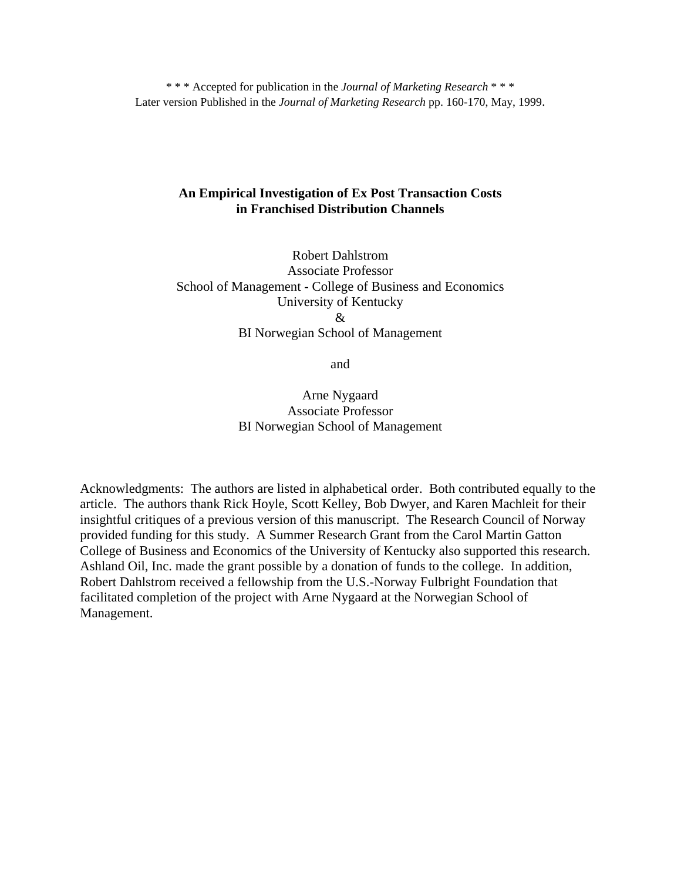\* \* \* Accepted for publication in the *Journal of Marketing Research* \* \* \*
Later version Published in the *Journal of Marketing Research* pp. 160-170, May, 1999.

# An Empirical Investigation of Ex Post Transaction Costs in Franchised Distribution Channels

Robert Dahlstrom
Associate Professor
School of Management - College of Business and Economics
University of Kentucky
&
BI Norwegian School of Management

and

Arne Nygaard
Associate Professor
BI Norwegian School of Management

Acknowledgments: The authors are listed in alphabetical order. Both contributed equally to the article. The authors thank Rick Hoyle, Scott Kelley, Bob Dwyer, and Karen Machleit for their insightful critiques of a previous version of this manuscript. The Research Council of Norway provided funding for this study. A Summer Research Grant from the Carol Martin Gatton College of Business and Economics of the University of Kentucky also supported this research. Ashland Oil, Inc. made the grant possible by a donation of funds to the college. In addition, Robert Dahlstrom received a fellowship from the U.S.-Norway Fulbright Foundation that facilitated completion of the project with Arne Nygaard at the Norwegian School of Management.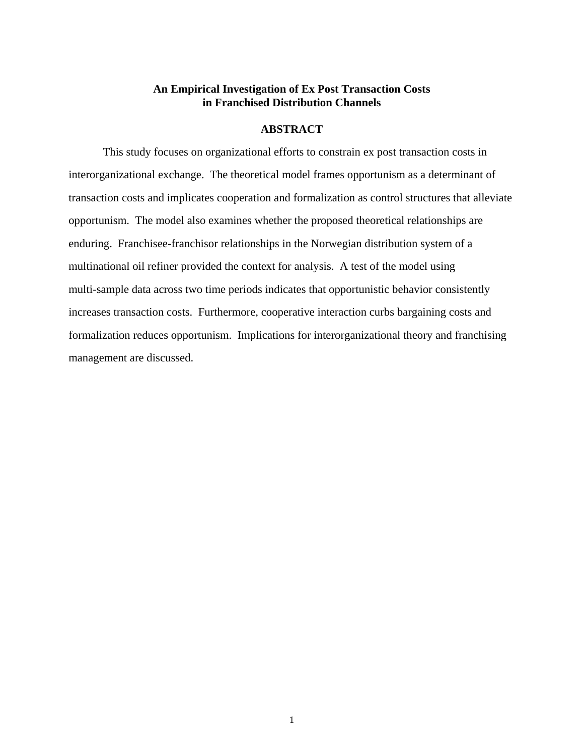**An Empirical Investigation of Ex Post Transaction Costs in Franchised Distribution Channels**

**ABSTRACT**

This study focuses on organizational efforts to constrain ex post transaction costs in interorganizational exchange. The theoretical model frames opportunism as a determinant of transaction costs and implicates cooperation and formalization as control structures that alleviate opportunism. The model also examines whether the proposed theoretical relationships are enduring. Franchisee-franchisor relationships in the Norwegian distribution system of a multinational oil refiner provided the context for analysis. A test of the model using multi-sample data across two time periods indicates that opportunistic behavior consistently increases transaction costs. Furthermore, cooperative interaction curbs bargaining costs and formalization reduces opportunism. Implications for interorganizational theory and franchising management are discussed.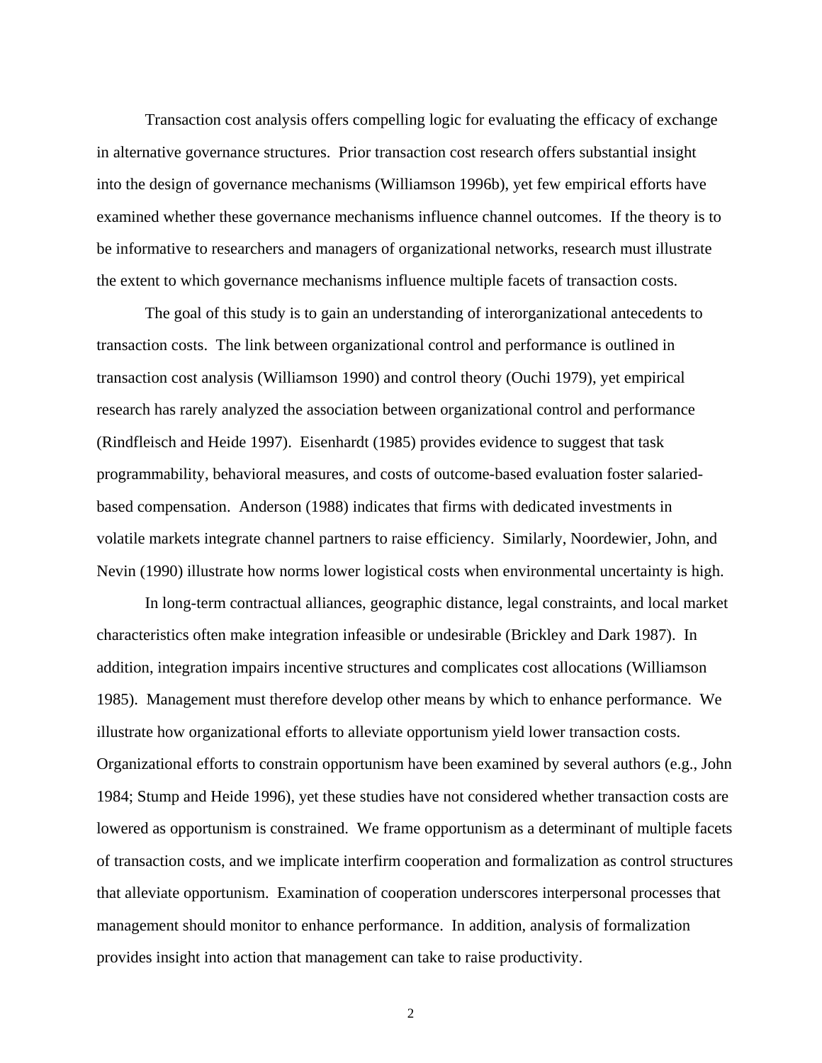Transaction cost analysis offers compelling logic for evaluating the efficacy of exchange in alternative governance structures. Prior transaction cost research offers substantial insight into the design of governance mechanisms (Williamson 1996b), yet few empirical efforts have examined whether these governance mechanisms influence channel outcomes. If the theory is to be informative to researchers and managers of organizational networks, research must illustrate the extent to which governance mechanisms influence multiple facets of transaction costs.

The goal of this study is to gain an understanding of interorganizational antecedents to transaction costs. The link between organizational control and performance is outlined in transaction cost analysis (Williamson 1990) and control theory (Ouchi 1979), yet empirical research has rarely analyzed the association between organizational control and performance (Rindfleisch and Heide 1997). Eisenhardt (1985) provides evidence to suggest that task programmability, behavioral measures, and costs of outcome-based evaluation foster salaried-based compensation. Anderson (1988) indicates that firms with dedicated investments in volatile markets integrate channel partners to raise efficiency. Similarly, Noordewier, John, and Nevin (1990) illustrate how norms lower logistical costs when environmental uncertainty is high.

In long-term contractual alliances, geographic distance, legal constraints, and local market characteristics often make integration infeasible or undesirable (Brickley and Dark 1987). In addition, integration impairs incentive structures and complicates cost allocations (Williamson 1985). Management must therefore develop other means by which to enhance performance. We illustrate how organizational efforts to alleviate opportunism yield lower transaction costs. Organizational efforts to constrain opportunism have been examined by several authors (e.g., John 1984; Stump and Heide 1996), yet these studies have not considered whether transaction costs are lowered as opportunism is constrained. We frame opportunism as a determinant of multiple facets of transaction costs, and we implicate interfirm cooperation and formalization as control structures that alleviate opportunism. Examination of cooperation underscores interpersonal processes that management should monitor to enhance performance. In addition, analysis of formalization provides insight into action that management can take to raise productivity.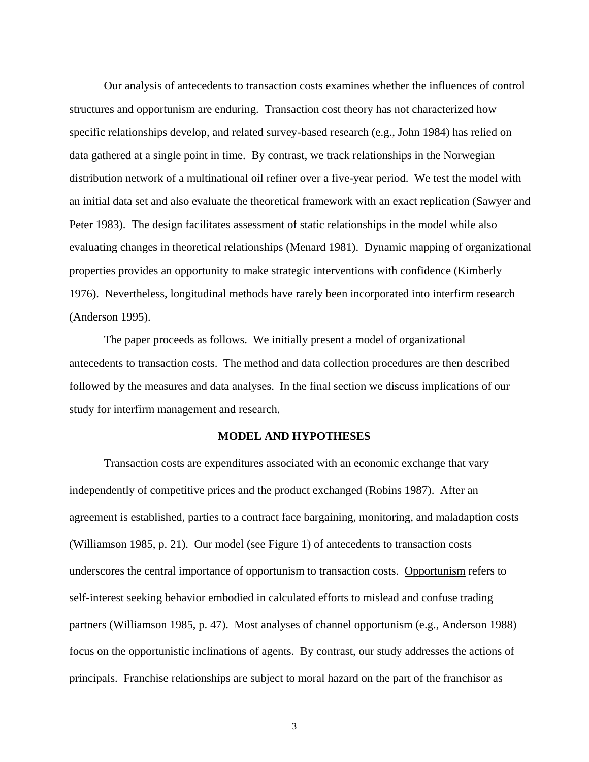Our analysis of antecedents to transaction costs examines whether the influences of control structures and opportunism are enduring. Transaction cost theory has not characterized how specific relationships develop, and related survey-based research (e.g., John 1984) has relied on data gathered at a single point in time. By contrast, we track relationships in the Norwegian distribution network of a multinational oil refiner over a five-year period. We test the model with an initial data set and also evaluate the theoretical framework with an exact replication (Sawyer and Peter 1983). The design facilitates assessment of static relationships in the model while also evaluating changes in theoretical relationships (Menard 1981). Dynamic mapping of organizational properties provides an opportunity to make strategic interventions with confidence (Kimberly 1976). Nevertheless, longitudinal methods have rarely been incorporated into interfirm research (Anderson 1995).

The paper proceeds as follows. We initially present a model of organizational antecedents to transaction costs. The method and data collection procedures are then described followed by the measures and data analyses. In the final section we discuss implications of our study for interfirm management and research.

## MODEL AND HYPOTHESES

Transaction costs are expenditures associated with an economic exchange that vary independently of competitive prices and the product exchanged (Robins 1987). After an agreement is established, parties to a contract face bargaining, monitoring, and maladaption costs (Williamson 1985, p. 21). Our model (see Figure 1) of antecedents to transaction costs underscores the central importance of opportunism to transaction costs. Opportunism refers to self-interest seeking behavior embodied in calculated efforts to mislead and confuse trading partners (Williamson 1985, p. 47). Most analyses of channel opportunism (e.g., Anderson 1988) focus on the opportunistic inclinations of agents. By contrast, our study addresses the actions of principals. Franchise relationships are subject to moral hazard on the part of the franchisor as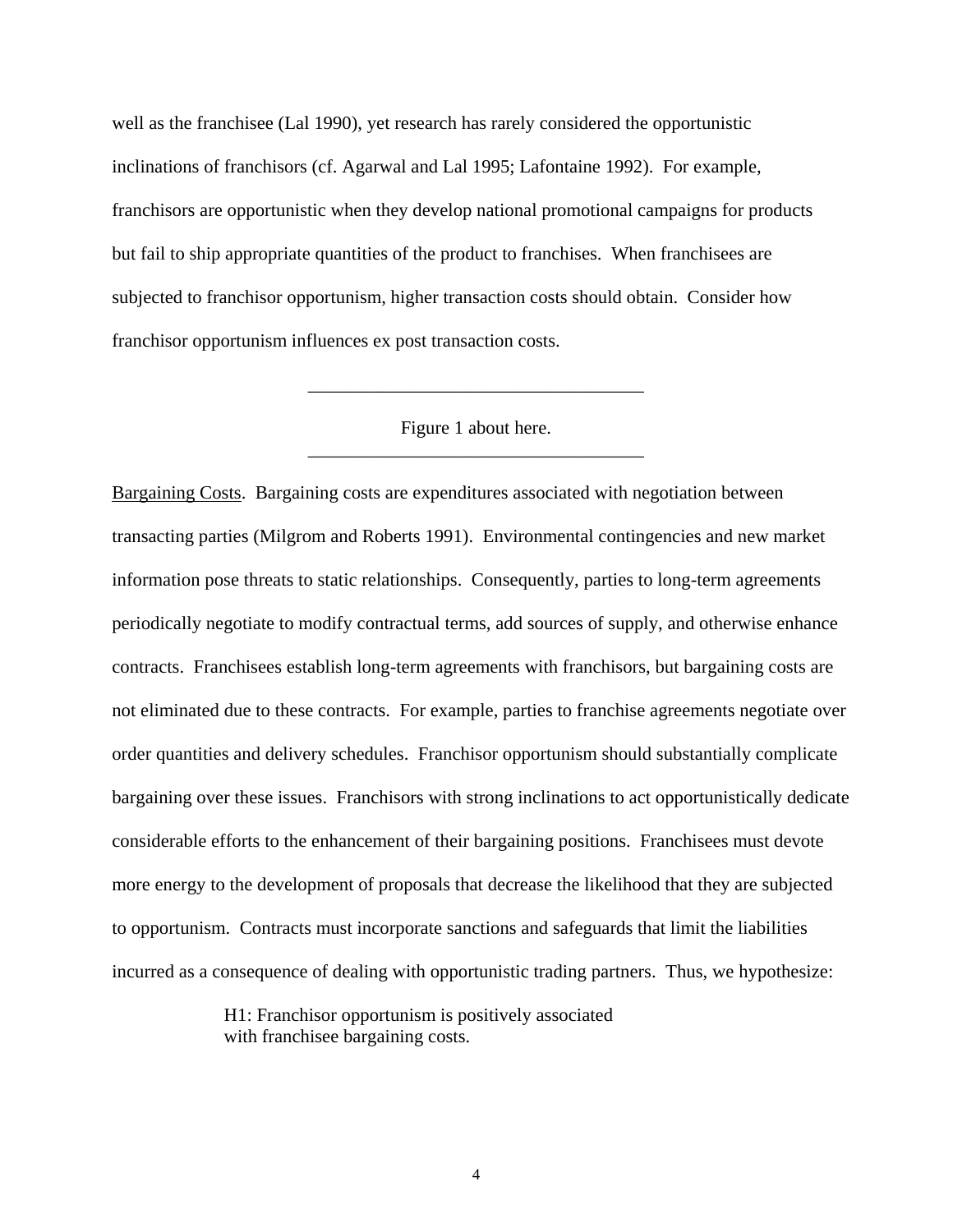well as the franchisee (Lal 1990), yet research has rarely considered the opportunistic inclinations of franchisors (cf. Agarwal and Lal 1995; Lafontaine 1992). For example, franchisors are opportunistic when they develop national promotional campaigns for products but fail to ship appropriate quantities of the product to franchises. When franchisees are subjected to franchisor opportunism, higher transaction costs should obtain. Consider how franchisor opportunism influences ex post transaction costs.

---

Figure 1 about here.

---

Bargaining Costs. Bargaining costs are expenditures associated with negotiation between transacting parties (Milgrom and Roberts 1991). Environmental contingencies and new market information pose threats to static relationships. Consequently, parties to long-term agreements periodically negotiate to modify contractual terms, add sources of supply, and otherwise enhance contracts. Franchisees establish long-term agreements with franchisors, but bargaining costs are not eliminated due to these contracts. For example, parties to franchise agreements negotiate over order quantities and delivery schedules. Franchisor opportunism should substantially complicate bargaining over these issues. Franchisors with strong inclinations to act opportunistically dedicate considerable efforts to the enhancement of their bargaining positions. Franchisees must devote more energy to the development of proposals that decrease the likelihood that they are subjected to opportunism. Contracts must incorporate sanctions and safeguards that limit the liabilities incurred as a consequence of dealing with opportunistic trading partners. Thus, we hypothesize:

> H1: Franchisor opportunism is positively associated with franchisee bargaining costs.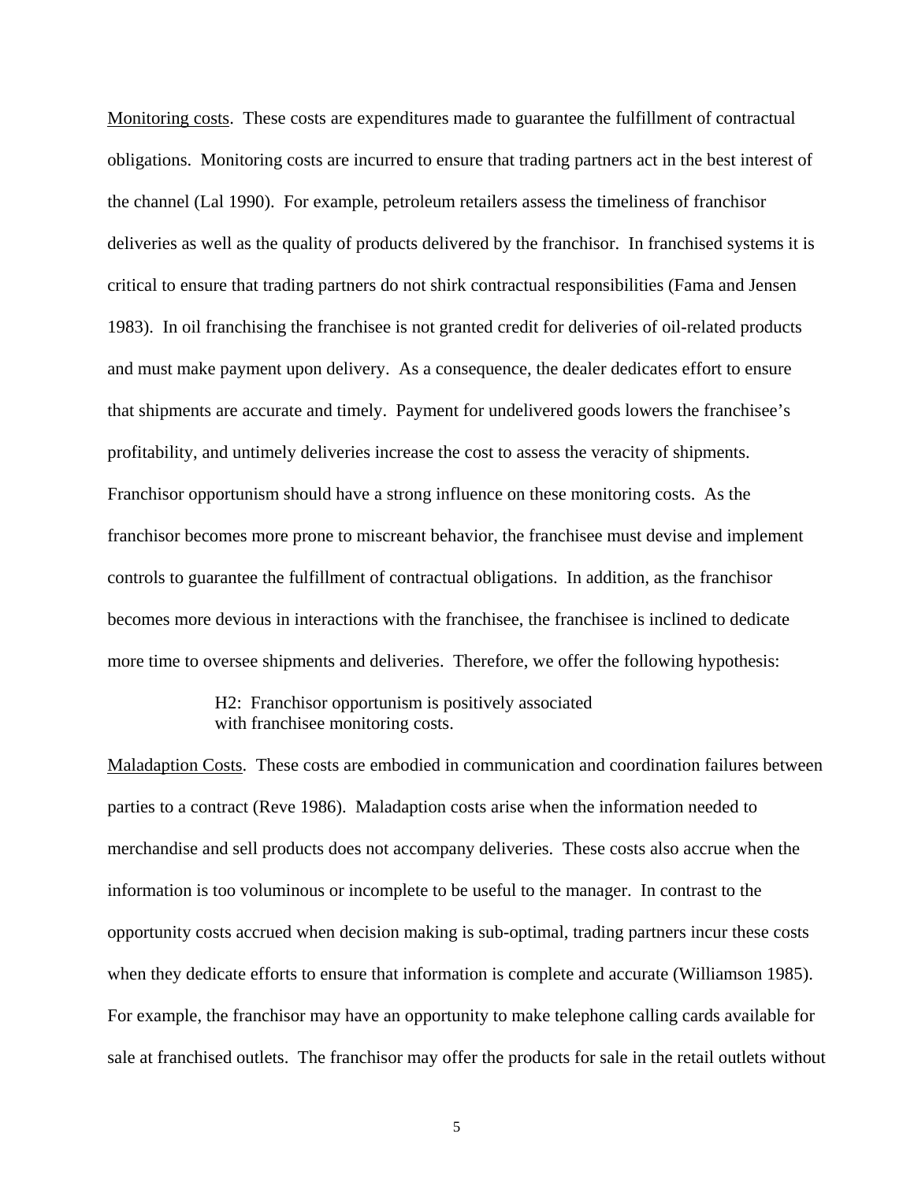Monitoring costs. These costs are expenditures made to guarantee the fulfillment of contractual obligations. Monitoring costs are incurred to ensure that trading partners act in the best interest of the channel (Lal 1990). For example, petroleum retailers assess the timeliness of franchisor deliveries as well as the quality of products delivered by the franchisor. In franchised systems it is critical to ensure that trading partners do not shirk contractual responsibilities (Fama and Jensen 1983). In oil franchising the franchisee is not granted credit for deliveries of oil-related products and must make payment upon delivery. As a consequence, the dealer dedicates effort to ensure that shipments are accurate and timely. Payment for undelivered goods lowers the franchisee's profitability, and untimely deliveries increase the cost to assess the veracity of shipments. Franchisor opportunism should have a strong influence on these monitoring costs. As the franchisor becomes more prone to miscreant behavior, the franchisee must devise and implement controls to guarantee the fulfillment of contractual obligations. In addition, as the franchisor becomes more devious in interactions with the franchisee, the franchisee is inclined to dedicate more time to oversee shipments and deliveries. Therefore, we offer the following hypothesis:

> H2: Franchisor opportunism is positively associated with franchisee monitoring costs.

Maladaption Costs. These costs are embodied in communication and coordination failures between parties to a contract (Reve 1986). Maladaption costs arise when the information needed to merchandise and sell products does not accompany deliveries. These costs also accrue when the information is too voluminous or incomplete to be useful to the manager. In contrast to the opportunity costs accrued when decision making is sub-optimal, trading partners incur these costs when they dedicate efforts to ensure that information is complete and accurate (Williamson 1985). For example, the franchisor may have an opportunity to make telephone calling cards available for sale at franchised outlets. The franchisor may offer the products for sale in the retail outlets without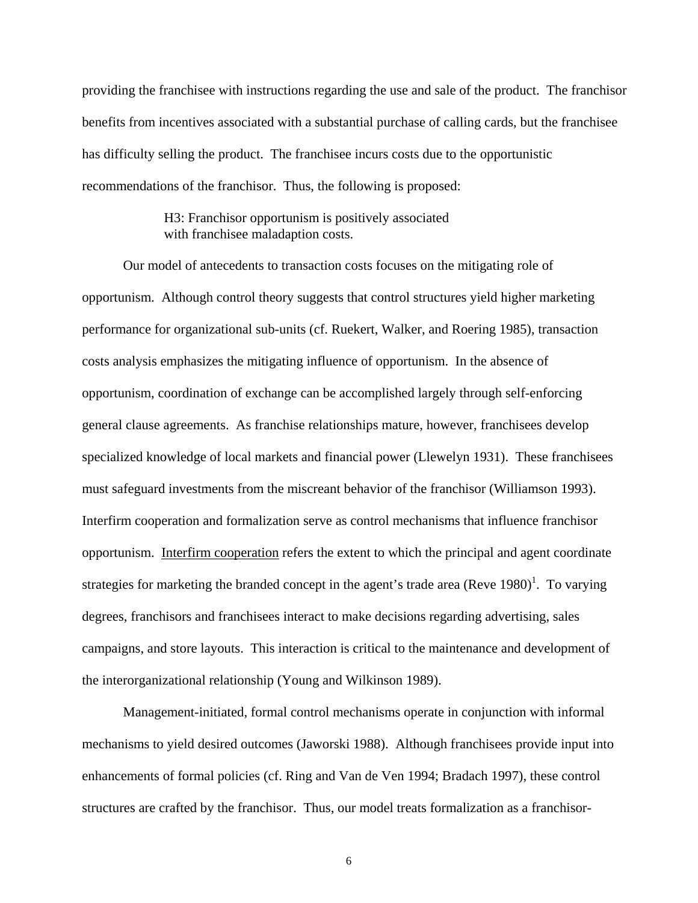providing the franchisee with instructions regarding the use and sale of the product. The franchisor benefits from incentives associated with a substantial purchase of calling cards, but the franchisee has difficulty selling the product. The franchisee incurs costs due to the opportunistic recommendations of the franchisor. Thus, the following is proposed:

> H3: Franchisor opportunism is positively associated with franchisee maladaption costs.

Our model of antecedents to transaction costs focuses on the mitigating role of opportunism. Although control theory suggests that control structures yield higher marketing performance for organizational sub-units (cf. Ruekert, Walker, and Roering 1985), transaction costs analysis emphasizes the mitigating influence of opportunism. In the absence of opportunism, coordination of exchange can be accomplished largely through self-enforcing general clause agreements. As franchise relationships mature, however, franchisees develop specialized knowledge of local markets and financial power (Llewelyn 1931). These franchisees must safeguard investments from the miscreant behavior of the franchisor (Williamson 1993). Interfirm cooperation and formalization serve as control mechanisms that influence franchisor opportunism. <u>Interfirm cooperation</u> refers the extent to which the principal and agent coordinate strategies for marketing the branded concept in the agent's trade area (Reve 1980)[1]. To varying degrees, franchisors and franchisees interact to make decisions regarding advertising, sales campaigns, and store layouts. This interaction is critical to the maintenance and development of the interorganizational relationship (Young and Wilkinson 1989).

Management-initiated, formal control mechanisms operate in conjunction with informal mechanisms to yield desired outcomes (Jaworski 1988). Although franchisees provide input into enhancements of formal policies (cf. Ring and Van de Ven 1994; Bradach 1997), these control structures are crafted by the franchisor. Thus, our model treats formalization as a franchisor-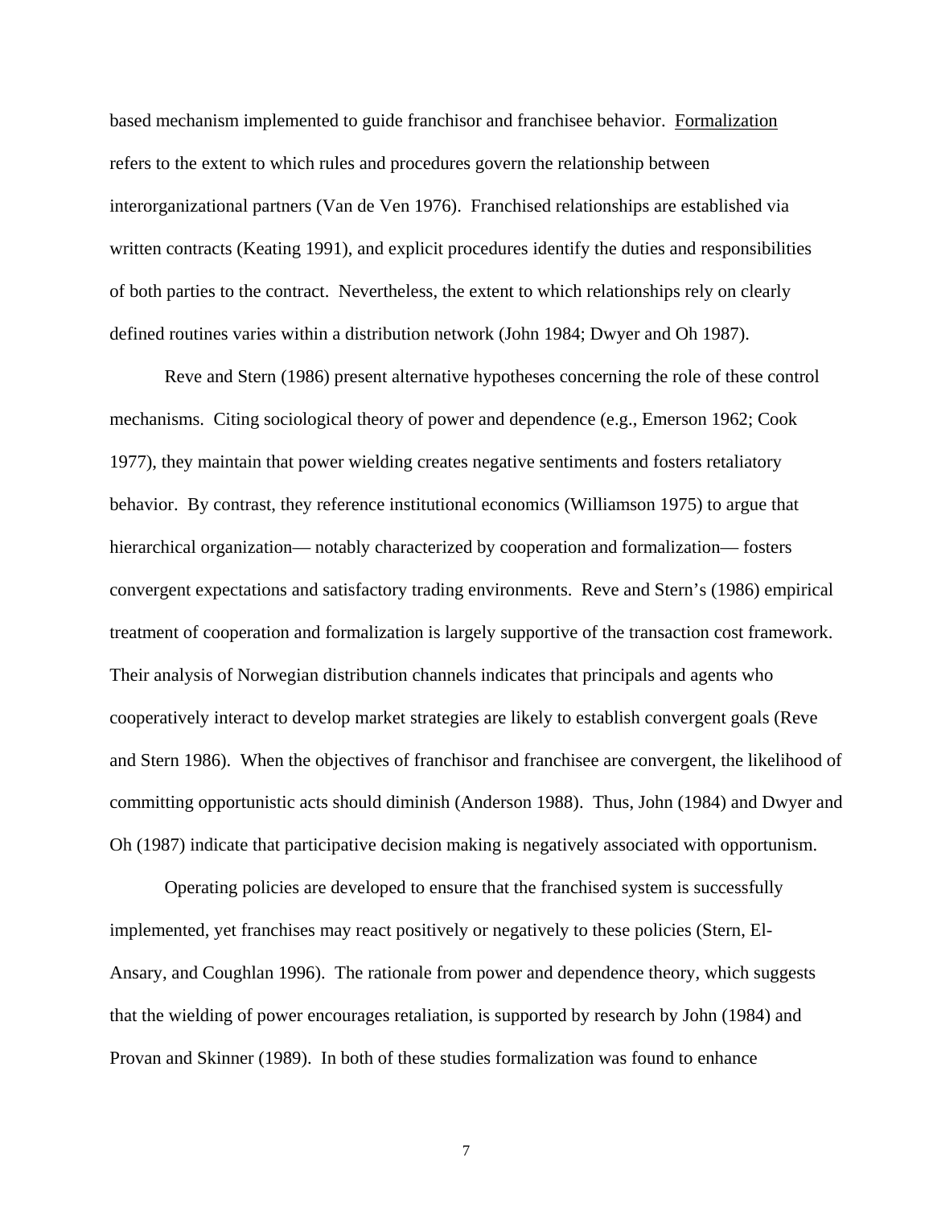based mechanism implemented to guide franchisor and franchisee behavior. Formalization refers to the extent to which rules and procedures govern the relationship between interorganizational partners (Van de Ven 1976). Franchised relationships are established via written contracts (Keating 1991), and explicit procedures identify the duties and responsibilities of both parties to the contract. Nevertheless, the extent to which relationships rely on clearly defined routines varies within a distribution network (John 1984; Dwyer and Oh 1987).

Reve and Stern (1986) present alternative hypotheses concerning the role of these control mechanisms. Citing sociological theory of power and dependence (e.g., Emerson 1962; Cook 1977), they maintain that power wielding creates negative sentiments and fosters retaliatory behavior. By contrast, they reference institutional economics (Williamson 1975) to argue that hierarchical organization— notably characterized by cooperation and formalization— fosters convergent expectations and satisfactory trading environments. Reve and Stern's (1986) empirical treatment of cooperation and formalization is largely supportive of the transaction cost framework. Their analysis of Norwegian distribution channels indicates that principals and agents who cooperatively interact to develop market strategies are likely to establish convergent goals (Reve and Stern 1986). When the objectives of franchisor and franchisee are convergent, the likelihood of committing opportunistic acts should diminish (Anderson 1988). Thus, John (1984) and Dwyer and Oh (1987) indicate that participative decision making is negatively associated with opportunism.

Operating policies are developed to ensure that the franchised system is successfully implemented, yet franchises may react positively or negatively to these policies (Stern, El-Ansary, and Coughlan 1996). The rationale from power and dependence theory, which suggests that the wielding of power encourages retaliation, is supported by research by John (1984) and Provan and Skinner (1989). In both of these studies formalization was found to enhance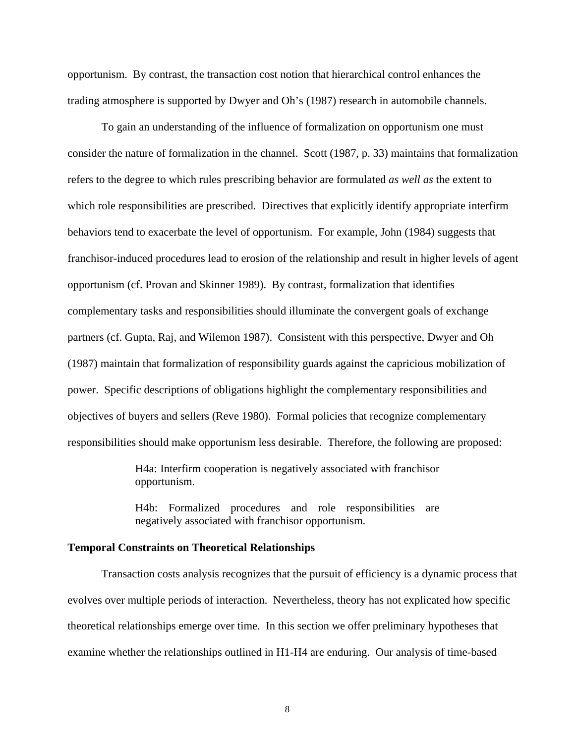opportunism. By contrast, the transaction cost notion that hierarchical control enhances the trading atmosphere is supported by Dwyer and Oh's (1987) research in automobile channels.

To gain an understanding of the influence of formalization on opportunism one must consider the nature of formalization in the channel. Scott (1987, p. 33) maintains that formalization refers to the degree to which rules prescribing behavior are formulated *as well as* the extent to which role responsibilities are prescribed. Directives that explicitly identify appropriate interfirm behaviors tend to exacerbate the level of opportunism. For example, John (1984) suggests that franchisor-induced procedures lead to erosion of the relationship and result in higher levels of agent opportunism (cf. Provan and Skinner 1989). By contrast, formalization that identifies complementary tasks and responsibilities should illuminate the convergent goals of exchange partners (cf. Gupta, Raj, and Wilemon 1987). Consistent with this perspective, Dwyer and Oh (1987) maintain that formalization of responsibility guards against the capricious mobilization of power. Specific descriptions of obligations highlight the complementary responsibilities and objectives of buyers and sellers (Reve 1980). Formal policies that recognize complementary responsibilities should make opportunism less desirable. Therefore, the following are proposed:

> H4a: Interfirm cooperation is negatively associated with franchisor opportunism.
>
> H4b: Formalized procedures and role responsibilities are negatively associated with franchisor opportunism.

**Temporal Constraints on Theoretical Relationships**

Transaction costs analysis recognizes that the pursuit of efficiency is a dynamic process that evolves over multiple periods of interaction. Nevertheless, theory has not explicated how specific theoretical relationships emerge over time. In this section we offer preliminary hypotheses that examine whether the relationships outlined in H1-H4 are enduring. Our analysis of time-based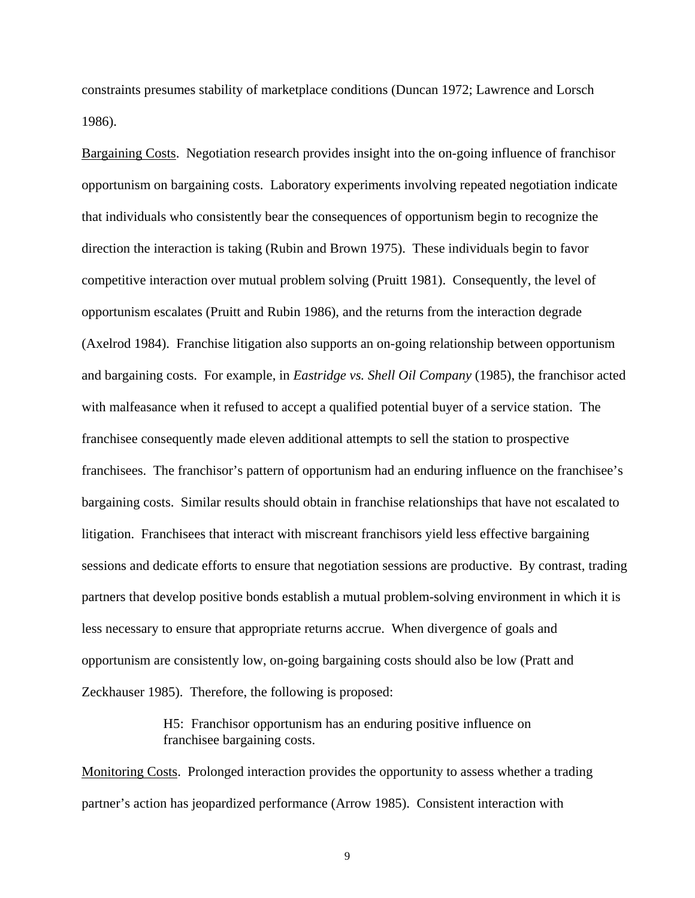constraints presumes stability of marketplace conditions (Duncan 1972; Lawrence and Lorsch 1986).

Bargaining Costs. Negotiation research provides insight into the on-going influence of franchisor opportunism on bargaining costs. Laboratory experiments involving repeated negotiation indicate that individuals who consistently bear the consequences of opportunism begin to recognize the direction the interaction is taking (Rubin and Brown 1975). These individuals begin to favor competitive interaction over mutual problem solving (Pruitt 1981). Consequently, the level of opportunism escalates (Pruitt and Rubin 1986), and the returns from the interaction degrade (Axelrod 1984). Franchise litigation also supports an on-going relationship between opportunism and bargaining costs. For example, in *Eastridge vs. Shell Oil Company* (1985), the franchisor acted with malfeasance when it refused to accept a qualified potential buyer of a service station. The franchisee consequently made eleven additional attempts to sell the station to prospective franchisees. The franchisor's pattern of opportunism had an enduring influence on the franchisee's bargaining costs. Similar results should obtain in franchise relationships that have not escalated to litigation. Franchisees that interact with miscreant franchisors yield less effective bargaining sessions and dedicate efforts to ensure that negotiation sessions are productive. By contrast, trading partners that develop positive bonds establish a mutual problem-solving environment in which it is less necessary to ensure that appropriate returns accrue. When divergence of goals and opportunism are consistently low, on-going bargaining costs should also be low (Pratt and Zeckhauser 1985). Therefore, the following is proposed:

> H5: Franchisor opportunism has an enduring positive influence on franchisee bargaining costs.

Monitoring Costs. Prolonged interaction provides the opportunity to assess whether a trading partner's action has jeopardized performance (Arrow 1985). Consistent interaction with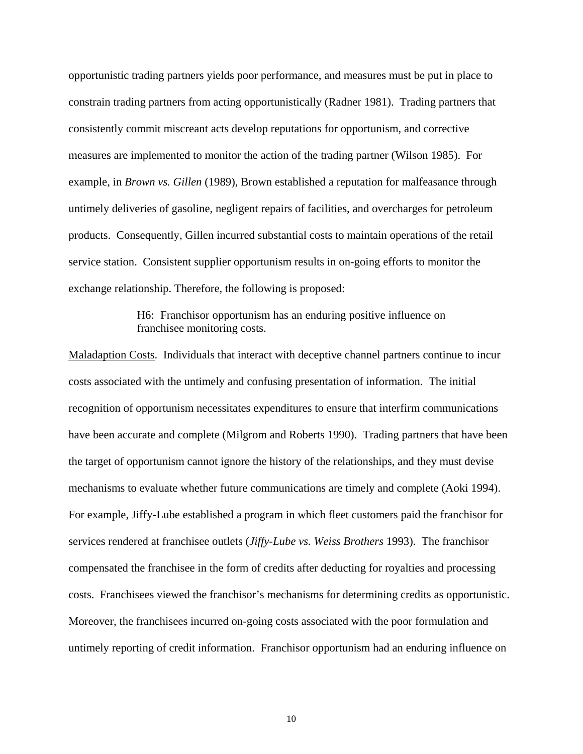opportunistic trading partners yields poor performance, and measures must be put in place to constrain trading partners from acting opportunistically (Radner 1981). Trading partners that consistently commit miscreant acts develop reputations for opportunism, and corrective measures are implemented to monitor the action of the trading partner (Wilson 1985). For example, in *Brown vs. Gillen* (1989), Brown established a reputation for malfeasance through untimely deliveries of gasoline, negligent repairs of facilities, and overcharges for petroleum products. Consequently, Gillen incurred substantial costs to maintain operations of the retail service station. Consistent supplier opportunism results in on-going efforts to monitor the exchange relationship. Therefore, the following is proposed:

> H6: Franchisor opportunism has an enduring positive influence on franchisee monitoring costs.

<u>Maladaption Costs</u>. Individuals that interact with deceptive channel partners continue to incur costs associated with the untimely and confusing presentation of information. The initial recognition of opportunism necessitates expenditures to ensure that interfirm communications have been accurate and complete (Milgrom and Roberts 1990). Trading partners that have been the target of opportunism cannot ignore the history of the relationships, and they must devise mechanisms to evaluate whether future communications are timely and complete (Aoki 1994). For example, Jiffy-Lube established a program in which fleet customers paid the franchisor for services rendered at franchisee outlets (*Jiffy-Lube vs. Weiss Brothers* 1993). The franchisor compensated the franchisee in the form of credits after deducting for royalties and processing costs. Franchisees viewed the franchisor's mechanisms for determining credits as opportunistic. Moreover, the franchisees incurred on-going costs associated with the poor formulation and untimely reporting of credit information. Franchisor opportunism had an enduring influence on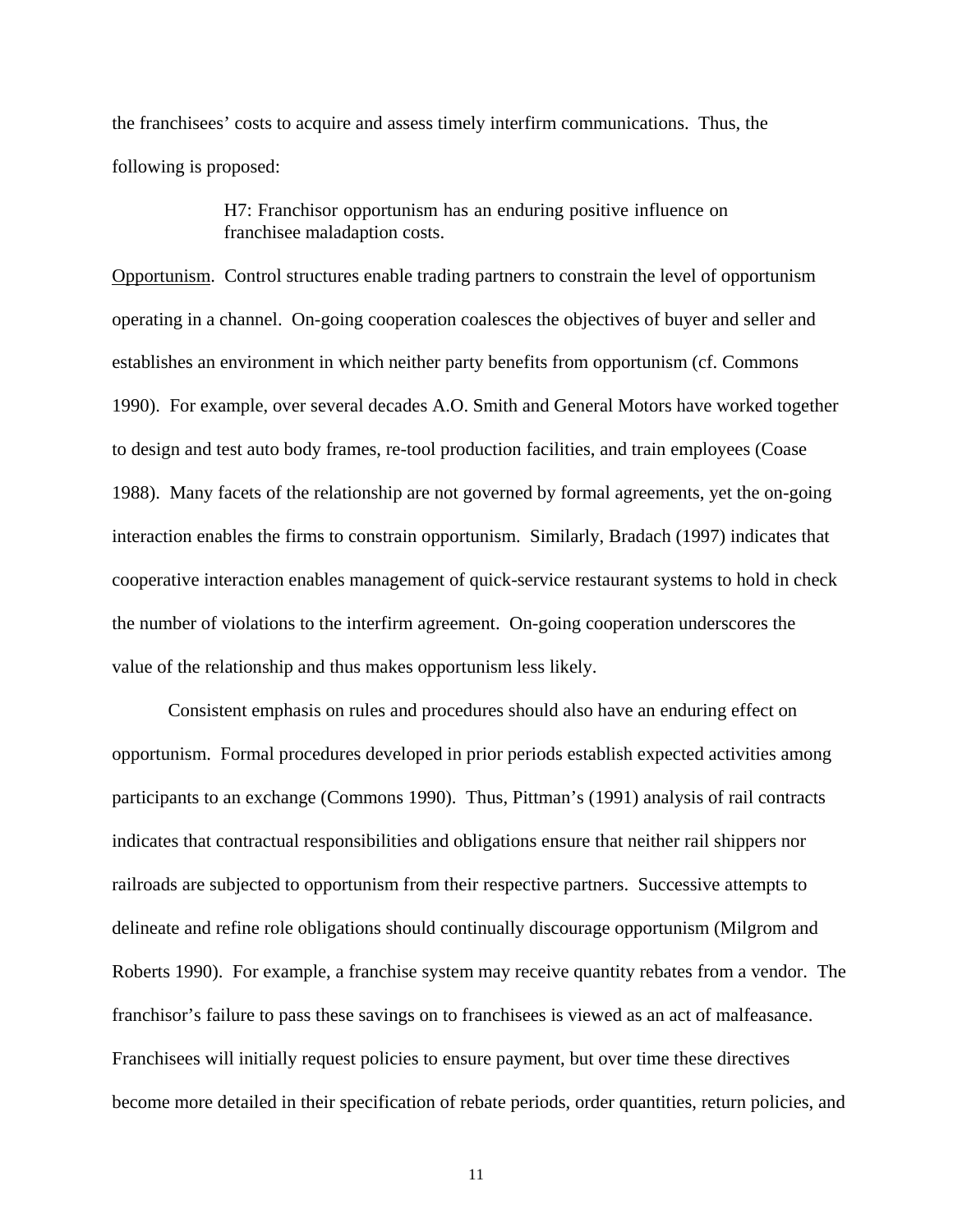the franchisees' costs to acquire and assess timely interfirm communications. Thus, the following is proposed:

> H7: Franchisor opportunism has an enduring positive influence on franchisee maladaption costs.

Opportunism. Control structures enable trading partners to constrain the level of opportunism operating in a channel. On-going cooperation coalesces the objectives of buyer and seller and establishes an environment in which neither party benefits from opportunism (cf. Commons 1990). For example, over several decades A.O. Smith and General Motors have worked together to design and test auto body frames, re-tool production facilities, and train employees (Coase 1988). Many facets of the relationship are not governed by formal agreements, yet the on-going interaction enables the firms to constrain opportunism. Similarly, Bradach (1997) indicates that cooperative interaction enables management of quick-service restaurant systems to hold in check the number of violations to the interfirm agreement. On-going cooperation underscores the value of the relationship and thus makes opportunism less likely.

Consistent emphasis on rules and procedures should also have an enduring effect on opportunism. Formal procedures developed in prior periods establish expected activities among participants to an exchange (Commons 1990). Thus, Pittman's (1991) analysis of rail contracts indicates that contractual responsibilities and obligations ensure that neither rail shippers nor railroads are subjected to opportunism from their respective partners. Successive attempts to delineate and refine role obligations should continually discourage opportunism (Milgrom and Roberts 1990). For example, a franchise system may receive quantity rebates from a vendor. The franchisor's failure to pass these savings on to franchisees is viewed as an act of malfeasance. Franchisees will initially request policies to ensure payment, but over time these directives become more detailed in their specification of rebate periods, order quantities, return policies, and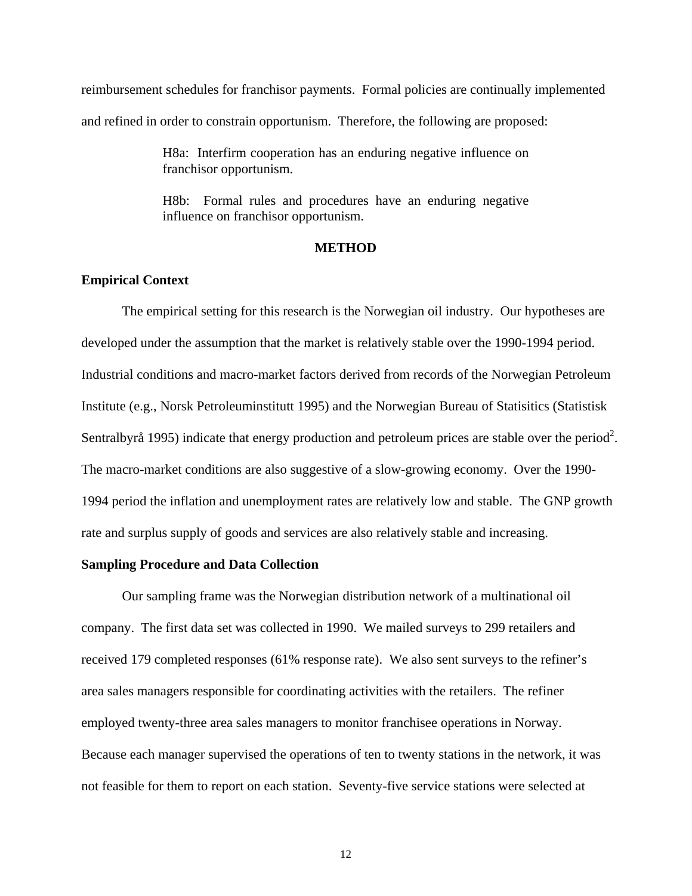reimbursement schedules for franchisor payments. Formal policies are continually implemented and refined in order to constrain opportunism. Therefore, the following are proposed:

> H8a: Interfirm cooperation has an enduring negative influence on franchisor opportunism.
>
> H8b: Formal rules and procedures have an enduring negative influence on franchisor opportunism.

## METHOD

### Empirical Context

The empirical setting for this research is the Norwegian oil industry. Our hypotheses are developed under the assumption that the market is relatively stable over the 1990-1994 period. Industrial conditions and macro-market factors derived from records of the Norwegian Petroleum Institute (e.g., Norsk Petroleuminstitutt 1995) and the Norwegian Bureau of Statisitics (Statistisk Sentralbyrå 1995) indicate that energy production and petroleum prices are stable over the period[2]. The macro-market conditions are also suggestive of a slow-growing economy. Over the 1990-1994 period the inflation and unemployment rates are relatively low and stable. The GNP growth rate and surplus supply of goods and services are also relatively stable and increasing.

### Sampling Procedure and Data Collection

Our sampling frame was the Norwegian distribution network of a multinational oil company. The first data set was collected in 1990. We mailed surveys to 299 retailers and received 179 completed responses (61% response rate). We also sent surveys to the refiner's area sales managers responsible for coordinating activities with the retailers. The refiner employed twenty-three area sales managers to monitor franchisee operations in Norway. Because each manager supervised the operations of ten to twenty stations in the network, it was not feasible for them to report on each station. Seventy-five service stations were selected at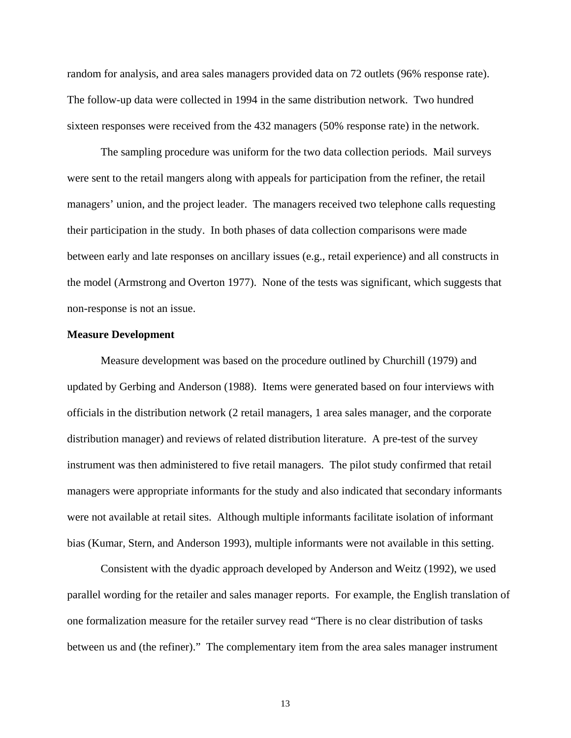random for analysis, and area sales managers provided data on 72 outlets (96% response rate). The follow-up data were collected in 1994 in the same distribution network. Two hundred sixteen responses were received from the 432 managers (50% response rate) in the network.

The sampling procedure was uniform for the two data collection periods. Mail surveys were sent to the retail mangers along with appeals for participation from the refiner, the retail managers' union, and the project leader. The managers received two telephone calls requesting their participation in the study. In both phases of data collection comparisons were made between early and late responses on ancillary issues (e.g., retail experience) and all constructs in the model (Armstrong and Overton 1977). None of the tests was significant, which suggests that non-response is not an issue.

**Measure Development**

Measure development was based on the procedure outlined by Churchill (1979) and updated by Gerbing and Anderson (1988). Items were generated based on four interviews with officials in the distribution network (2 retail managers, 1 area sales manager, and the corporate distribution manager) and reviews of related distribution literature. A pre-test of the survey instrument was then administered to five retail managers. The pilot study confirmed that retail managers were appropriate informants for the study and also indicated that secondary informants were not available at retail sites. Although multiple informants facilitate isolation of informant bias (Kumar, Stern, and Anderson 1993), multiple informants were not available in this setting.

Consistent with the dyadic approach developed by Anderson and Weitz (1992), we used parallel wording for the retailer and sales manager reports. For example, the English translation of one formalization measure for the retailer survey read "There is no clear distribution of tasks between us and (the refiner)." The complementary item from the area sales manager instrument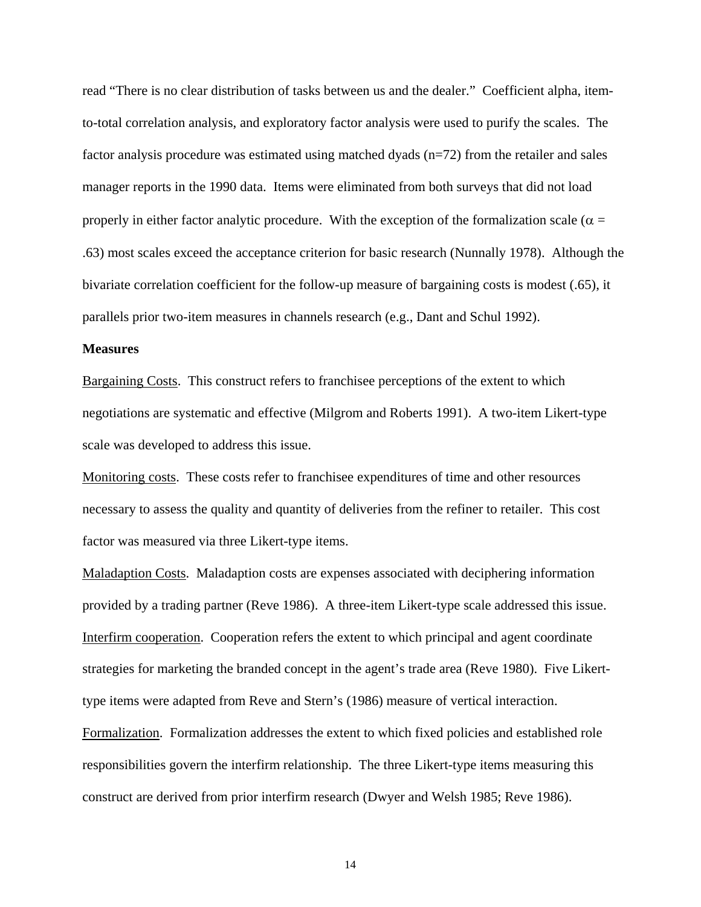read "There is no clear distribution of tasks between us and the dealer." Coefficient alpha, item-to-total correlation analysis, and exploratory factor analysis were used to purify the scales. The factor analysis procedure was estimated using matched dyads (n=72) from the retailer and sales manager reports in the 1990 data. Items were eliminated from both surveys that did not load properly in either factor analytic procedure. With the exception of the formalization scale ($\alpha$ = .63) most scales exceed the acceptance criterion for basic research (Nunnally 1978). Although the bivariate correlation coefficient for the follow-up measure of bargaining costs is modest (.65), it parallels prior two-item measures in channels research (e.g., Dant and Schul 1992).

**Measures**

Bargaining Costs. This construct refers to franchisee perceptions of the extent to which negotiations are systematic and effective (Milgrom and Roberts 1991). A two-item Likert-type scale was developed to address this issue.

Monitoring costs. These costs refer to franchisee expenditures of time and other resources necessary to assess the quality and quantity of deliveries from the refiner to retailer. This cost factor was measured via three Likert-type items.

Maladaption Costs. Maladaption costs are expenses associated with deciphering information provided by a trading partner (Reve 1986). A three-item Likert-type scale addressed this issue.

Interfirm cooperation. Cooperation refers the extent to which principal and agent coordinate strategies for marketing the branded concept in the agent's trade area (Reve 1980). Five Likert-type items were adapted from Reve and Stern's (1986) measure of vertical interaction.

Formalization. Formalization addresses the extent to which fixed policies and established role responsibilities govern the interfirm relationship. The three Likert-type items measuring this construct are derived from prior interfirm research (Dwyer and Welsh 1985; Reve 1986).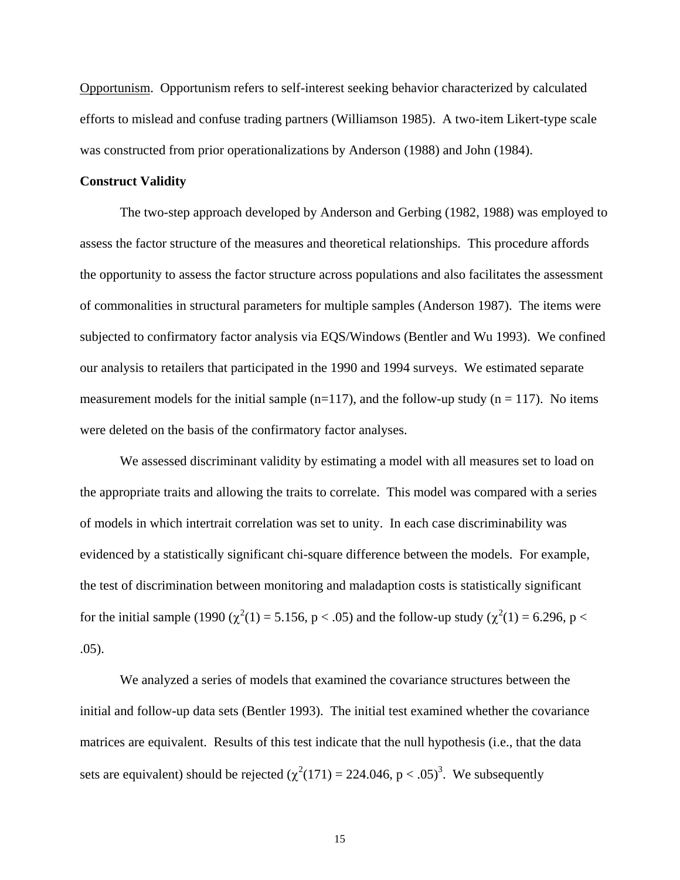<u>Opportunism</u>. Opportunism refers to self-interest seeking behavior characterized by calculated efforts to mislead and confuse trading partners (Williamson 1985). A two-item Likert-type scale was constructed from prior operationalizations by Anderson (1988) and John (1984).

**Construct Validity**

The two-step approach developed by Anderson and Gerbing (1982, 1988) was employed to assess the factor structure of the measures and theoretical relationships. This procedure affords the opportunity to assess the factor structure across populations and also facilitates the assessment of commonalities in structural parameters for multiple samples (Anderson 1987). The items were subjected to confirmatory factor analysis via EQS/Windows (Bentler and Wu 1993). We confined our analysis to retailers that participated in the 1990 and 1994 surveys. We estimated separate measurement models for the initial sample (n=117), and the follow-up study (n = 117). No items were deleted on the basis of the confirmatory factor analyses.

We assessed discriminant validity by estimating a model with all measures set to load on the appropriate traits and allowing the traits to correlate. This model was compared with a series of models in which intertrait correlation was set to unity. In each case discriminability was evidenced by a statistically significant chi-square difference between the models. For example, the test of discrimination between monitoring and maladaption costs is statistically significant for the initial sample (1990 ($\chi^2(1) = 5.156$, $p < .05$) and the follow-up study ($\chi^2(1) = 6.296$, $p < .05$).

We analyzed a series of models that examined the covariance structures between the initial and follow-up data sets (Bentler 1993). The initial test examined whether the covariance matrices are equivalent. Results of this test indicate that the null hypothesis (i.e., that the data sets are equivalent) should be rejected ($\chi^2(171) = 224.046$, $p < .05$)[3]. We subsequently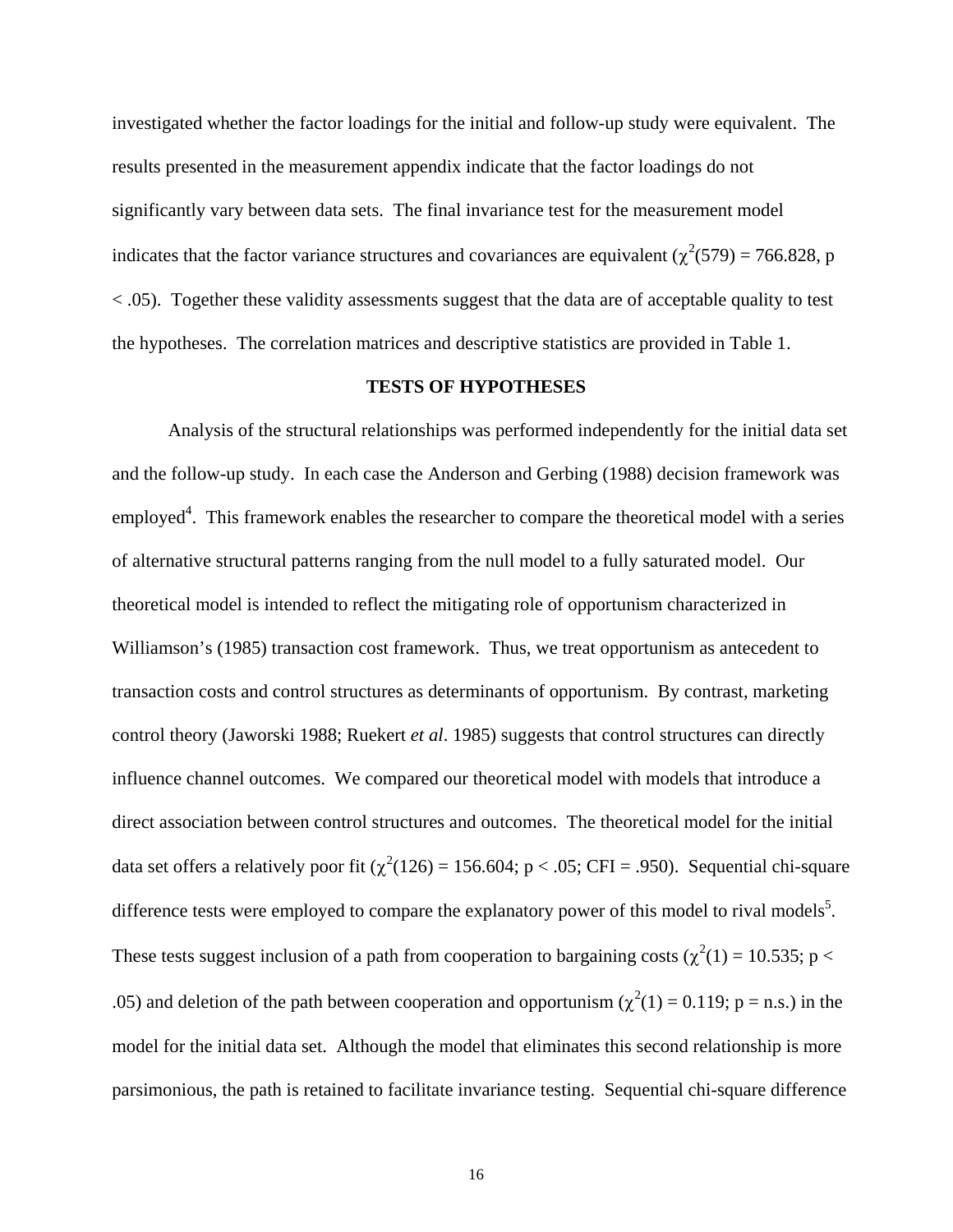investigated whether the factor loadings for the initial and follow-up study were equivalent. The results presented in the measurement appendix indicate that the factor loadings do not significantly vary between data sets. The final invariance test for the measurement model indicates that the factor variance structures and covariances are equivalent ($\chi^2(579) = 766.828$, $p < .05$). Together these validity assessments suggest that the data are of acceptable quality to test the hypotheses. The correlation matrices and descriptive statistics are provided in Table 1.

## TESTS OF HYPOTHESES

Analysis of the structural relationships was performed independently for the initial data set and the follow-up study. In each case the Anderson and Gerbing (1988) decision framework was employed[4]. This framework enables the researcher to compare the theoretical model with a series of alternative structural patterns ranging from the null model to a fully saturated model. Our theoretical model is intended to reflect the mitigating role of opportunism characterized in Williamson's (1985) transaction cost framework. Thus, we treat opportunism as antecedent to transaction costs and control structures as determinants of opportunism. By contrast, marketing control theory (Jaworski 1988; Ruekert *et al*. 1985) suggests that control structures can directly influence channel outcomes. We compared our theoretical model with models that introduce a direct association between control structures and outcomes. The theoretical model for the initial data set offers a relatively poor fit ($\chi^2(126) = 156.604$; $p < .05$; CFI = .950). Sequential chi-square difference tests were employed to compare the explanatory power of this model to rival models[5]. These tests suggest inclusion of a path from cooperation to bargaining costs ($\chi^2(1) = 10.535$; $p < .05$) and deletion of the path between cooperation and opportunism ($\chi^2(1) = 0.119$; p = n.s.) in the model for the initial data set. Although the model that eliminates this second relationship is more parsimonious, the path is retained to facilitate invariance testing. Sequential chi-square difference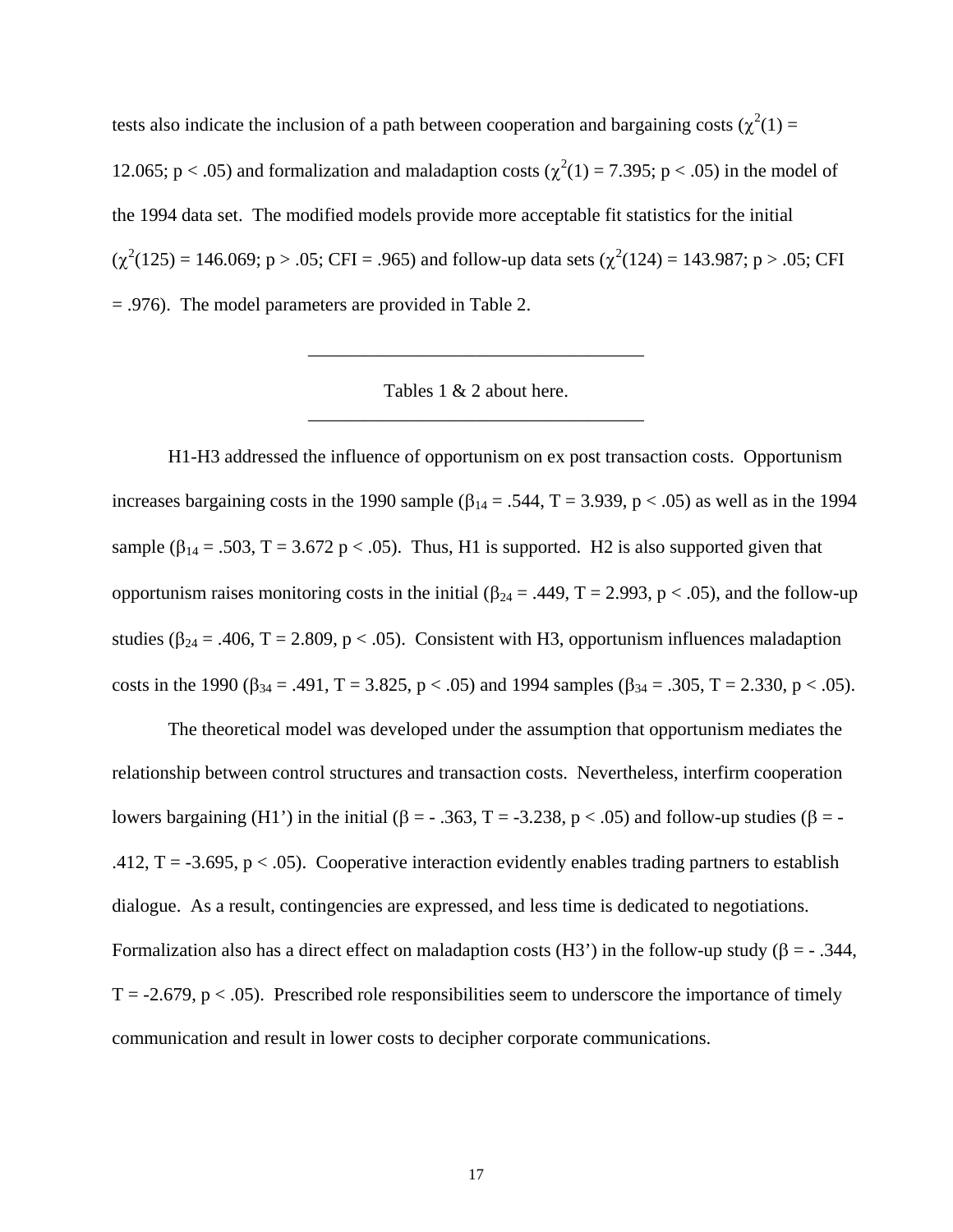tests also indicate the inclusion of a path between cooperation and bargaining costs ($\chi^2(1) = 12.065$; $p < .05$) and formalization and maladaption costs ($\chi^2(1) = 7.395$; $p < .05$) in the model of the 1994 data set. The modified models provide more acceptable fit statistics for the initial ($\chi^2(125) = 146.069$; $p > .05$; CFI = .965) and follow-up data sets ($\chi^2(124) = 143.987$; $p > .05$; CFI = .976). The model parameters are provided in Table 2.

---

Tables 1 & 2 about here.

---

H1-H3 addressed the influence of opportunism on ex post transaction costs. Opportunism increases bargaining costs in the 1990 sample ($\beta_{14} = .544$, T = 3.939, $p < .05$) as well as in the 1994 sample ($\beta_{14} = .503$, T = 3.672 $p < .05$). Thus, H1 is supported. H2 is also supported given that opportunism raises monitoring costs in the initial ($\beta_{24} = .449$, T = 2.993, $p < .05$), and the follow-up studies ($\beta_{24} = .406$, T = 2.809, $p < .05$). Consistent with H3, opportunism influences maladaption costs in the 1990 ($\beta_{34} = .491$, T = 3.825, $p < .05$) and 1994 samples ($\beta_{34} = .305$, T = 2.330, $p < .05$).

The theoretical model was developed under the assumption that opportunism mediates the relationship between control structures and transaction costs. Nevertheless, interfirm cooperation lowers bargaining (H1') in the initial ($\beta = -.363$, T = -3.238, $p < .05$) and follow-up studies ($\beta = -.412$, T = -3.695, $p < .05$). Cooperative interaction evidently enables trading partners to establish dialogue. As a result, contingencies are expressed, and less time is dedicated to negotiations. Formalization also has a direct effect on maladaption costs (H3') in the follow-up study ($\beta = -.344$, T = -2.679, $p < .05$). Prescribed role responsibilities seem to underscore the importance of timely communication and result in lower costs to decipher corporate communications.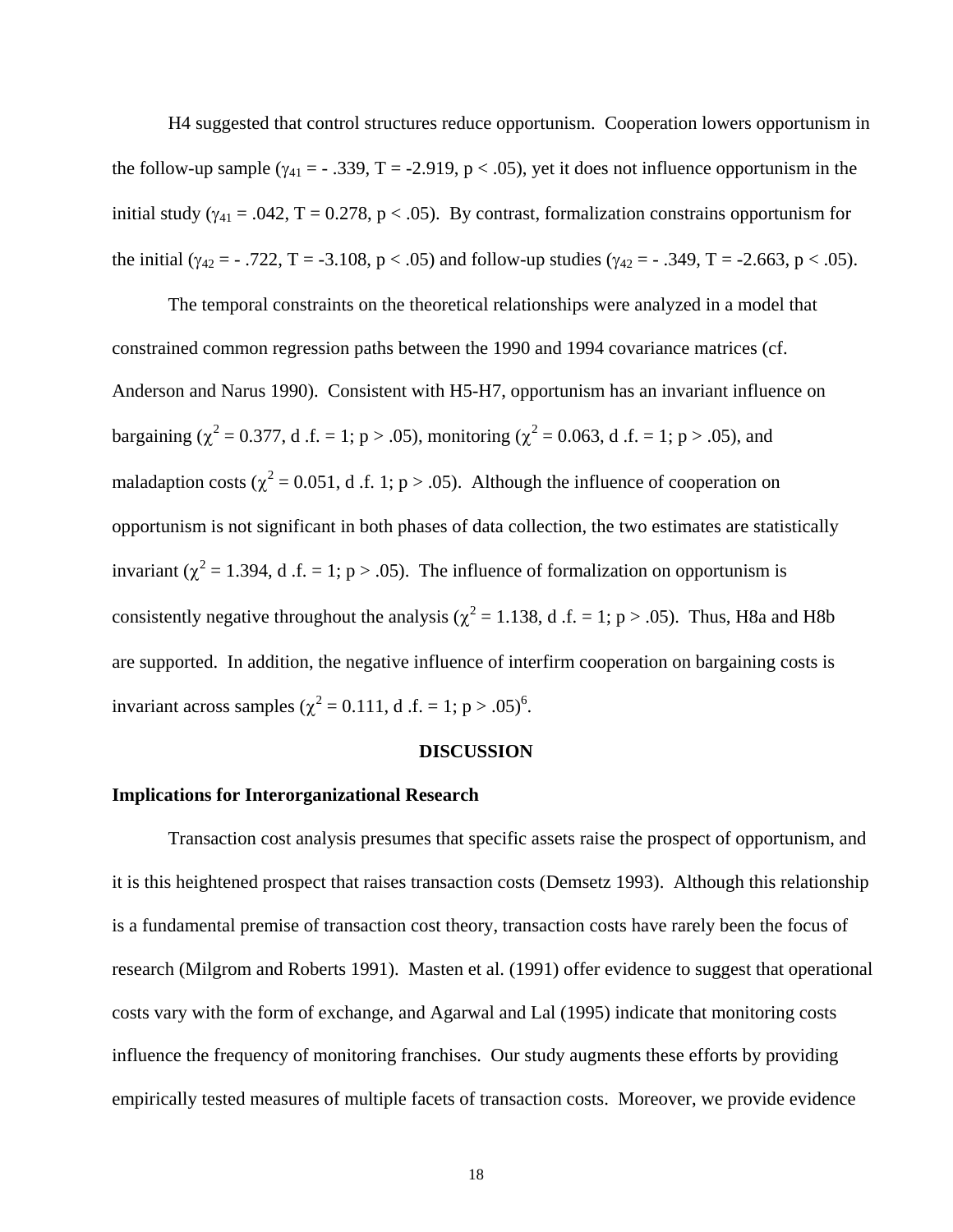H4 suggested that control structures reduce opportunism. Cooperation lowers opportunism in the follow-up sample ($\gamma_{41}$ = - .339, T = -2.919, $p < .05$), yet it does not influence opportunism in the initial study ($\gamma_{41}$ = .042, T = 0.278, $p < .05$). By contrast, formalization constrains opportunism for the initial ($\gamma_{42}$ = - .722, T = -3.108, $p < .05$) and follow-up studies ($\gamma_{42}$ = - .349, T = -2.663, $p < .05$).

The temporal constraints on the theoretical relationships were analyzed in a model that constrained common regression paths between the 1990 and 1994 covariance matrices (cf. Anderson and Narus 1990). Consistent with H5-H7, opportunism has an invariant influence on bargaining ($\chi^2$ = 0.377, d .f. = 1; $p > .05$), monitoring ($\chi^2$ = 0.063, d .f. = 1; $p > .05$), and maladaption costs ($\chi^2$ = 0.051, d .f. 1; $p > .05$). Although the influence of cooperation on opportunism is not significant in both phases of data collection, the two estimates are statistically invariant ($\chi^2$ = 1.394, d .f. = 1; $p > .05$). The influence of formalization on opportunism is consistently negative throughout the analysis ($\chi^2$ = 1.138, d .f. = 1; $p > .05$). Thus, H8a and H8b are supported. In addition, the negative influence of interfirm cooperation on bargaining costs is invariant across samples ($\chi^2$ = 0.111, d .f. = 1; $p > .05$)[6].

## DISCUSSION

### Implications for Interorganizational Research

Transaction cost analysis presumes that specific assets raise the prospect of opportunism, and it is this heightened prospect that raises transaction costs (Demsetz 1993). Although this relationship is a fundamental premise of transaction cost theory, transaction costs have rarely been the focus of research (Milgrom and Roberts 1991). Masten et al. (1991) offer evidence to suggest that operational costs vary with the form of exchange, and Agarwal and Lal (1995) indicate that monitoring costs influence the frequency of monitoring franchises. Our study augments these efforts by providing empirically tested measures of multiple facets of transaction costs. Moreover, we provide evidence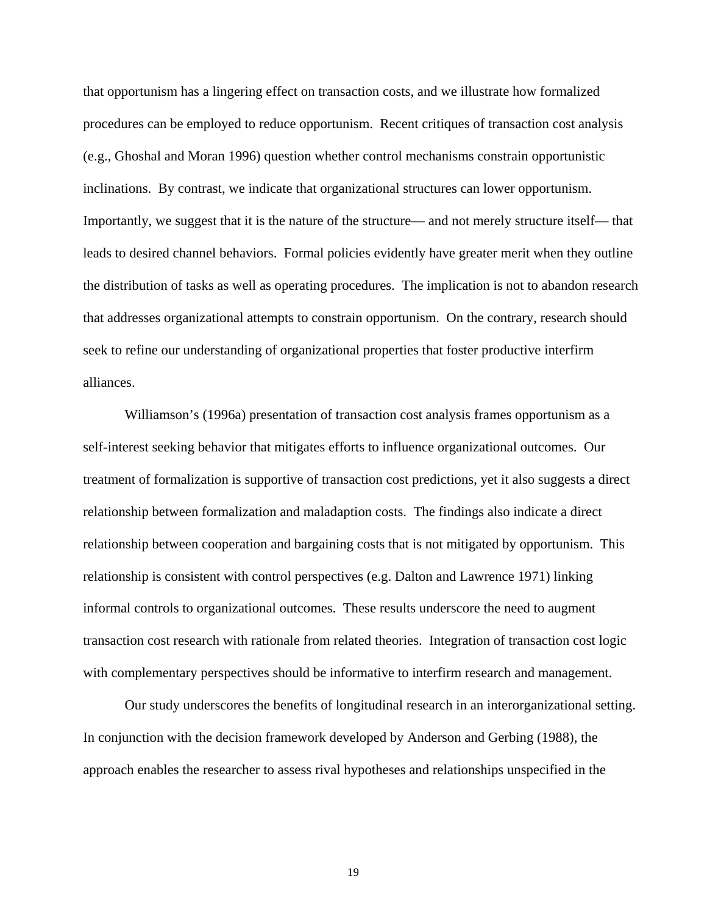that opportunism has a lingering effect on transaction costs, and we illustrate how formalized procedures can be employed to reduce opportunism. Recent critiques of transaction cost analysis (e.g., Ghoshal and Moran 1996) question whether control mechanisms constrain opportunistic inclinations. By contrast, we indicate that organizational structures can lower opportunism. Importantly, we suggest that it is the nature of the structure— and not merely structure itself— that leads to desired channel behaviors. Formal policies evidently have greater merit when they outline the distribution of tasks as well as operating procedures. The implication is not to abandon research that addresses organizational attempts to constrain opportunism. On the contrary, research should seek to refine our understanding of organizational properties that foster productive interfirm alliances.

Williamson's (1996a) presentation of transaction cost analysis frames opportunism as a self-interest seeking behavior that mitigates efforts to influence organizational outcomes. Our treatment of formalization is supportive of transaction cost predictions, yet it also suggests a direct relationship between formalization and maladaption costs. The findings also indicate a direct relationship between cooperation and bargaining costs that is not mitigated by opportunism. This relationship is consistent with control perspectives (e.g. Dalton and Lawrence 1971) linking informal controls to organizational outcomes. These results underscore the need to augment transaction cost research with rationale from related theories. Integration of transaction cost logic with complementary perspectives should be informative to interfirm research and management.

Our study underscores the benefits of longitudinal research in an interorganizational setting. In conjunction with the decision framework developed by Anderson and Gerbing (1988), the approach enables the researcher to assess rival hypotheses and relationships unspecified in the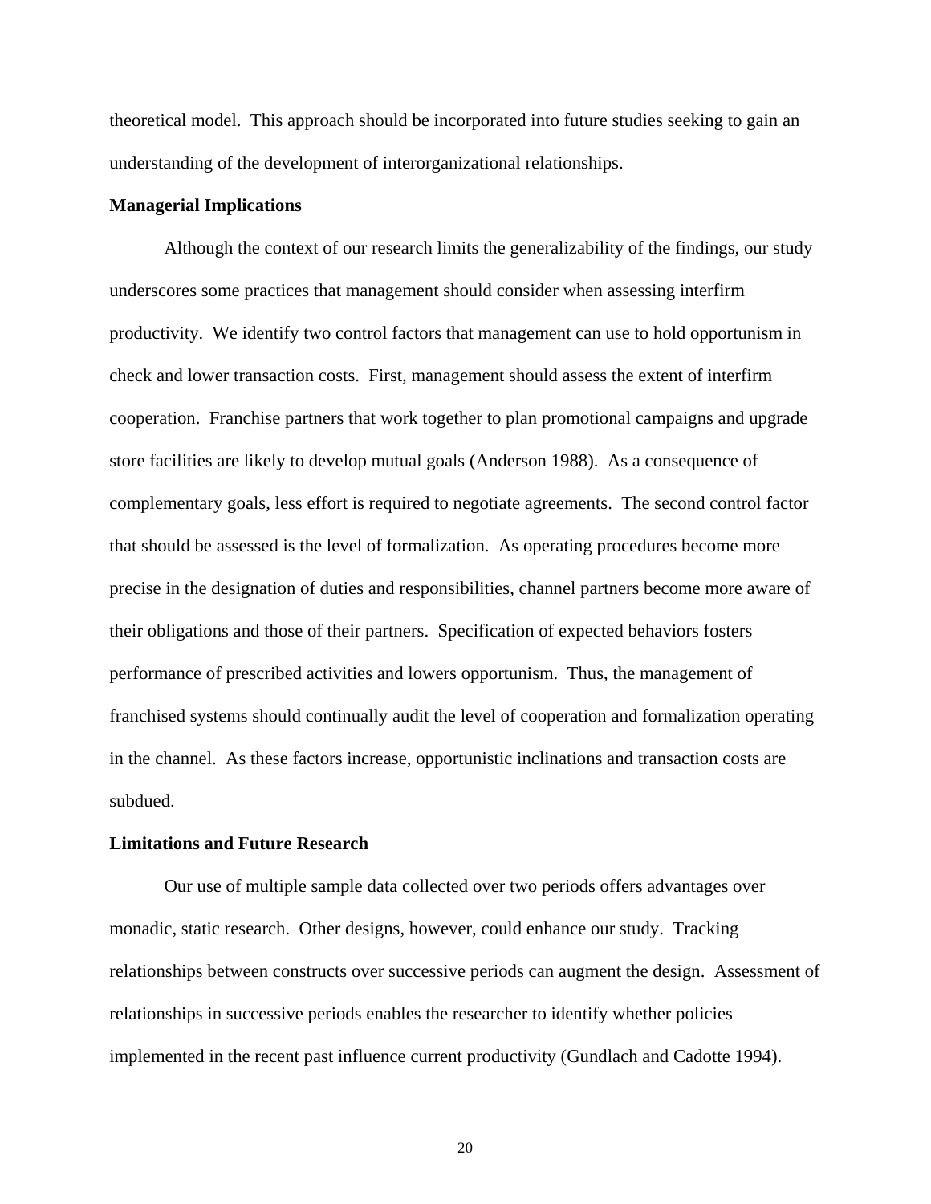theoretical model. This approach should be incorporated into future studies seeking to gain an understanding of the development of interorganizational relationships.

### Managerial Implications

Although the context of our research limits the generalizability of the findings, our study underscores some practices that management should consider when assessing interfirm productivity. We identify two control factors that management can use to hold opportunism in check and lower transaction costs. First, management should assess the extent of interfirm cooperation. Franchise partners that work together to plan promotional campaigns and upgrade store facilities are likely to develop mutual goals (Anderson 1988). As a consequence of complementary goals, less effort is required to negotiate agreements. The second control factor that should be assessed is the level of formalization. As operating procedures become more precise in the designation of duties and responsibilities, channel partners become more aware of their obligations and those of their partners. Specification of expected behaviors fosters performance of prescribed activities and lowers opportunism. Thus, the management of franchised systems should continually audit the level of cooperation and formalization operating in the channel. As these factors increase, opportunistic inclinations and transaction costs are subdued.

### Limitations and Future Research

Our use of multiple sample data collected over two periods offers advantages over monadic, static research. Other designs, however, could enhance our study. Tracking relationships between constructs over successive periods can augment the design. Assessment of relationships in successive periods enables the researcher to identify whether policies implemented in the recent past influence current productivity (Gundlach and Cadotte 1994).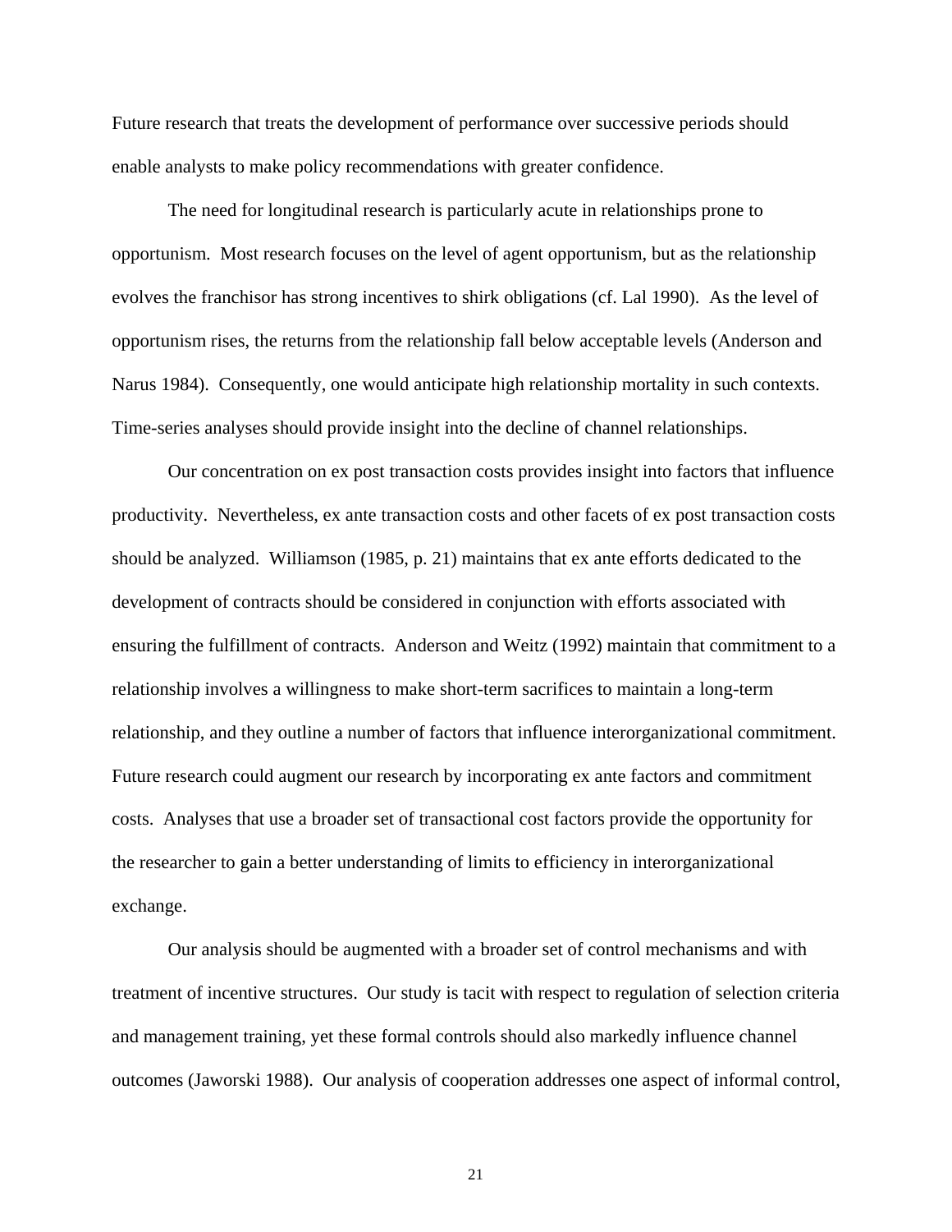Future research that treats the development of performance over successive periods should enable analysts to make policy recommendations with greater confidence.

The need for longitudinal research is particularly acute in relationships prone to opportunism. Most research focuses on the level of agent opportunism, but as the relationship evolves the franchisor has strong incentives to shirk obligations (cf. Lal 1990). As the level of opportunism rises, the returns from the relationship fall below acceptable levels (Anderson and Narus 1984). Consequently, one would anticipate high relationship mortality in such contexts. Time-series analyses should provide insight into the decline of channel relationships.

Our concentration on ex post transaction costs provides insight into factors that influence productivity. Nevertheless, ex ante transaction costs and other facets of ex post transaction costs should be analyzed. Williamson (1985, p. 21) maintains that ex ante efforts dedicated to the development of contracts should be considered in conjunction with efforts associated with ensuring the fulfillment of contracts. Anderson and Weitz (1992) maintain that commitment to a relationship involves a willingness to make short-term sacrifices to maintain a long-term relationship, and they outline a number of factors that influence interorganizational commitment. Future research could augment our research by incorporating ex ante factors and commitment costs. Analyses that use a broader set of transactional cost factors provide the opportunity for the researcher to gain a better understanding of limits to efficiency in interorganizational exchange.

Our analysis should be augmented with a broader set of control mechanisms and with treatment of incentive structures. Our study is tacit with respect to regulation of selection criteria and management training, yet these formal controls should also markedly influence channel outcomes (Jaworski 1988). Our analysis of cooperation addresses one aspect of informal control,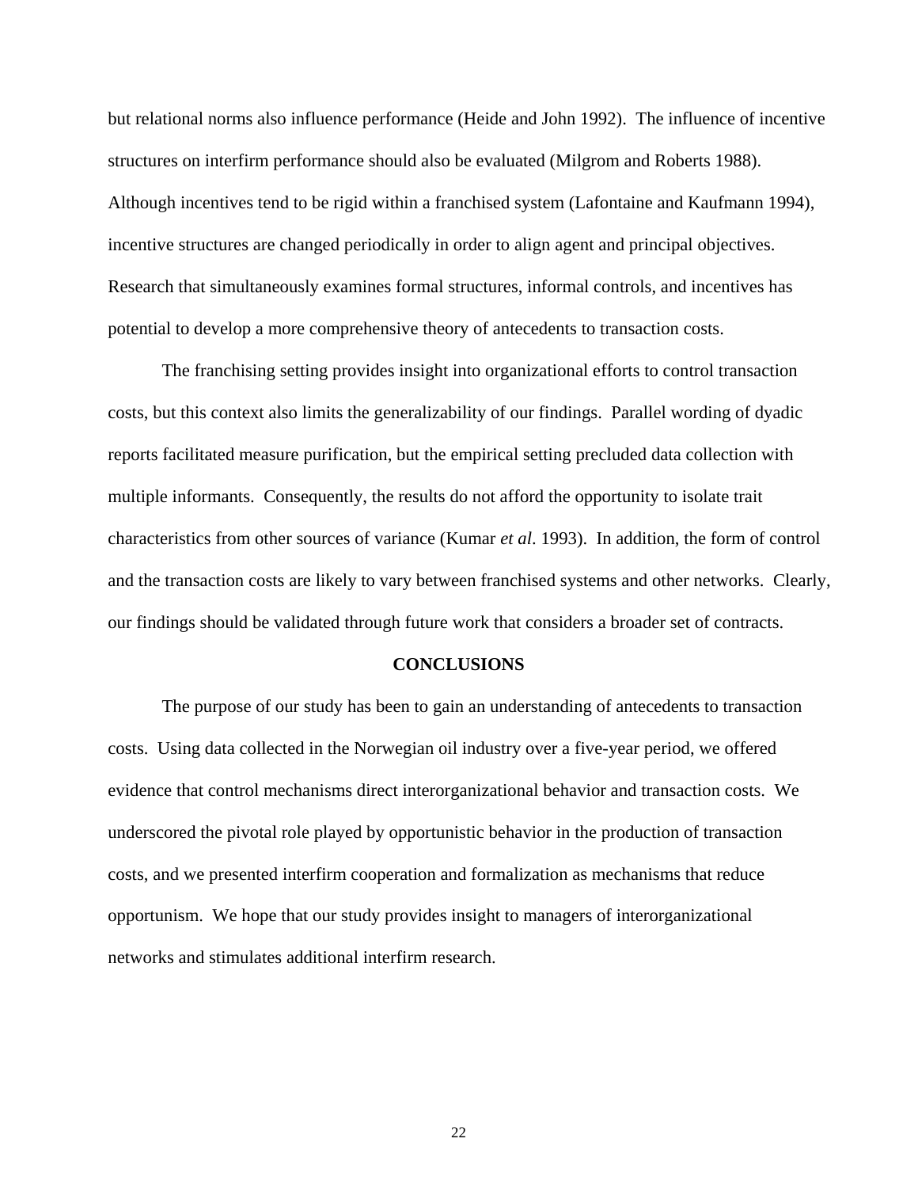but relational norms also influence performance (Heide and John 1992). The influence of incentive structures on interfirm performance should also be evaluated (Milgrom and Roberts 1988). Although incentives tend to be rigid within a franchised system (Lafontaine and Kaufmann 1994), incentive structures are changed periodically in order to align agent and principal objectives. Research that simultaneously examines formal structures, informal controls, and incentives has potential to develop a more comprehensive theory of antecedents to transaction costs.

The franchising setting provides insight into organizational efforts to control transaction costs, but this context also limits the generalizability of our findings. Parallel wording of dyadic reports facilitated measure purification, but the empirical setting precluded data collection with multiple informants. Consequently, the results do not afford the opportunity to isolate trait characteristics from other sources of variance (Kumar *et al*. 1993). In addition, the form of control and the transaction costs are likely to vary between franchised systems and other networks. Clearly, our findings should be validated through future work that considers a broader set of contracts.

## CONCLUSIONS

The purpose of our study has been to gain an understanding of antecedents to transaction costs. Using data collected in the Norwegian oil industry over a five-year period, we offered evidence that control mechanisms direct interorganizational behavior and transaction costs. We underscored the pivotal role played by opportunistic behavior in the production of transaction costs, and we presented interfirm cooperation and formalization as mechanisms that reduce opportunism. We hope that our study provides insight to managers of interorganizational networks and stimulates additional interfirm research.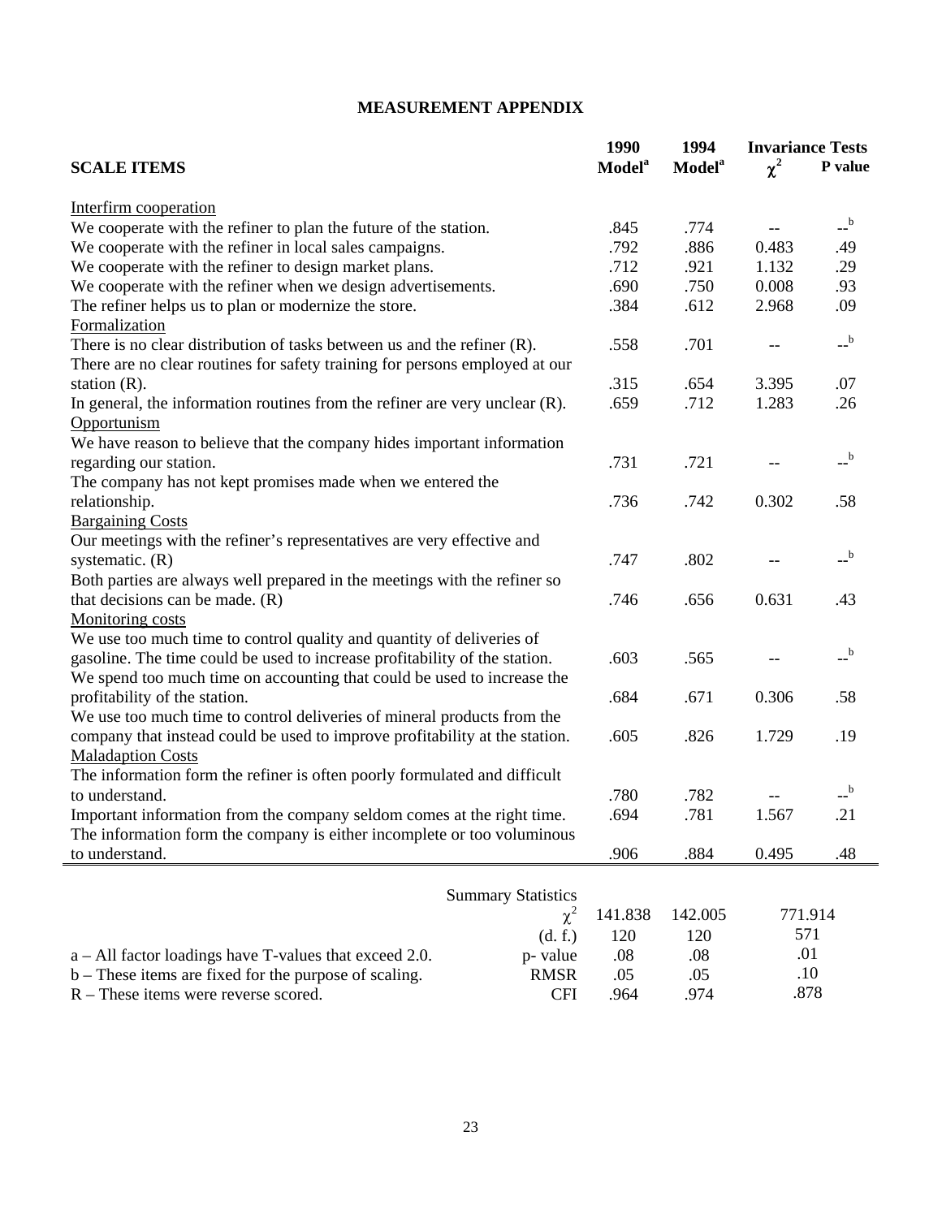# MEASUREMENT APPENDIX

| SCALE ITEMS | 1990 Model[a] | 1994 Model[a] | Invariance Tests $\chi^2$ | P value |
|---|---|---|---|---|
| Interfirm cooperation | | | | |
| We cooperate with the refiner to plan the future of the station. | .845 | .774 | -- | --[b] |
| We cooperate with the refiner in local sales campaigns. | .792 | .886 | 0.483 | .49 |
| We cooperate with the refiner to design market plans. | .712 | .921 | 1.132 | .29 |
| We cooperate with the refiner when we design advertisements. | .690 | .750 | 0.008 | .93 |
| The refiner helps us to plan or modernize the store. | .384 | .612 | 2.968 | .09 |
| Formalization | | | | |
| There is no clear distribution of tasks between us and the refiner (R). | .558 | .701 | -- | --[b] |
| There are no clear routines for safety training for persons employed at our station (R). | .315 | .654 | 3.395 | .07 |
| In general, the information routines from the refiner are very unclear (R). | .659 | .712 | 1.283 | .26 |
| Opportunism | | | | |
| We have reason to believe that the company hides important information regarding our station. | .731 | .721 | -- | --[b] |
| The company has not kept promises made when we entered the relationship. | .736 | .742 | 0.302 | .58 |
| Bargaining Costs | | | | |
| Our meetings with the refiner's representatives are very effective and systematic. (R) | .747 | .802 | -- | --[b] |
| Both parties are always well prepared in the meetings with the refiner so that decisions can be made. (R) | .746 | .656 | 0.631 | .43 |
| Monitoring costs | | | | |
| We use too much time to control quality and quantity of deliveries of gasoline. The time could be used to increase profitability of the station. | .603 | .565 | -- | --[b] |
| We spend too much time on accounting that could be used to increase the profitability of the station. | .684 | .671 | 0.306 | .58 |
| We use too much time to control deliveries of mineral products from the company that instead could be used to improve profitability at the station. | .605 | .826 | 1.729 | .19 |
| Maladaption Costs | | | | |
| The information form the refiner is often poorly formulated and difficult to understand. | .780 | .782 | -- | --[b] |
| Important information from the company seldom comes at the right time. | .694 | .781 | 1.567 | .21 |
| The information form the company is either incomplete or too voluminous to understand. | .906 | .884 | 0.495 | .48 |

| Summary Statistics | 1990 Model | 1994 Model | Invariance Tests |
|---|---|---|---|
| $\chi^2$ | 141.838 | 142.005 | 771.914 |
| (d. f.) | 120 | 120 | 571 |
| p- value | .08 | .08 | .01 |
| RMSR | .05 | .05 | .10 |
| CFI | .964 | .974 | .878 |

a – All factor loadings have T-values that exceed 2.0.
b – These items are fixed for the purpose of scaling.
R – These items were reverse scored.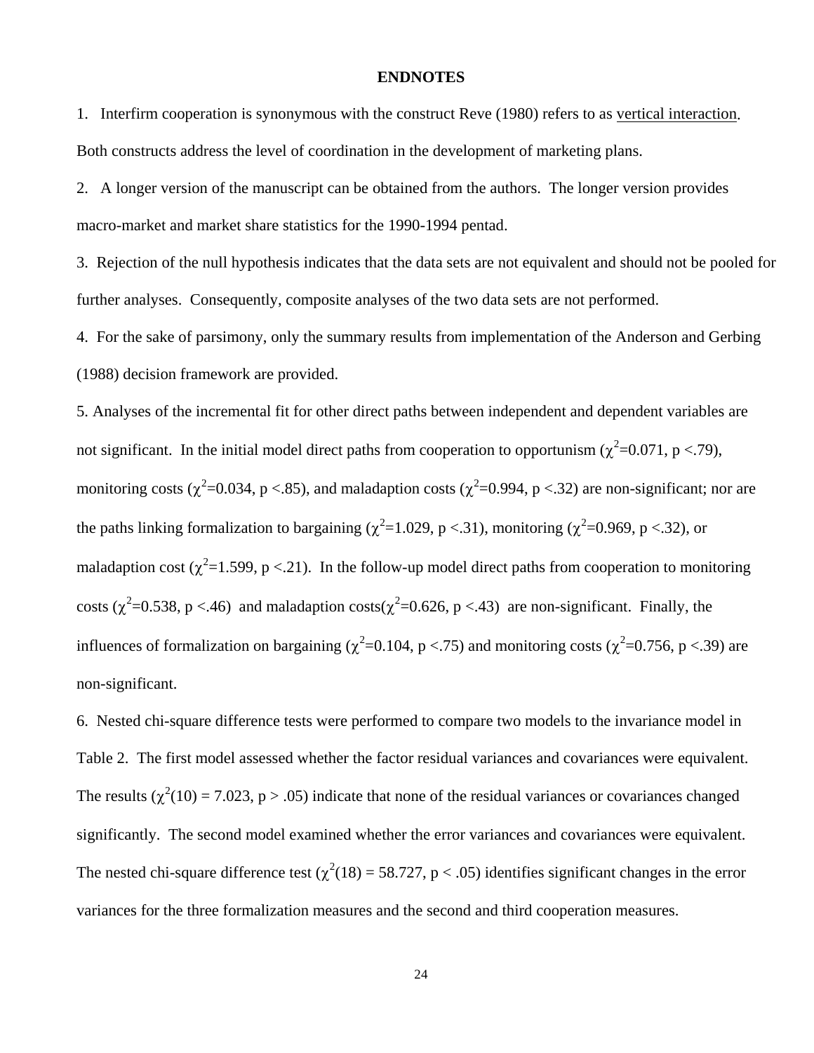## ENDNOTES

1. Interfirm cooperation is synonymous with the construct Reve (1980) refers to as <u>vertical interaction</u>. Both constructs address the level of coordination in the development of marketing plans.

2. A longer version of the manuscript can be obtained from the authors. The longer version provides macro-market and market share statistics for the 1990-1994 pentad.

3. Rejection of the null hypothesis indicates that the data sets are not equivalent and should not be pooled for further analyses. Consequently, composite analyses of the two data sets are not performed.

4. For the sake of parsimony, only the summary results from implementation of the Anderson and Gerbing (1988) decision framework are provided.

5. Analyses of the incremental fit for other direct paths between independent and dependent variables are not significant. In the initial model direct paths from cooperation to opportunism ($\chi^2$=0.071, p <.79), monitoring costs ($\chi^2$=0.034, p <.85), and maladaption costs ($\chi^2$=0.994, p <.32) are non-significant; nor are the paths linking formalization to bargaining ($\chi^2$=1.029, p <.31), monitoring ($\chi^2$=0.969, p <.32), or maladaption cost ($\chi^2$=1.599, p <.21). In the follow-up model direct paths from cooperation to monitoring costs ($\chi^2$=0.538, p <.46) and maladaption costs($\chi^2$=0.626, p <.43) are non-significant. Finally, the influences of formalization on bargaining ($\chi^2$=0.104, p <.75) and monitoring costs ($\chi^2$=0.756, p <.39) are non-significant.

6. Nested chi-square difference tests were performed to compare two models to the invariance model in Table 2. The first model assessed whether the factor residual variances and covariances were equivalent. The results ($\chi^2(10)$ = 7.023, p > .05) indicate that none of the residual variances or covariances changed significantly. The second model examined whether the error variances and covariances were equivalent. The nested chi-square difference test ($\chi^2(18)$ = 58.727, p < .05) identifies significant changes in the error variances for the three formalization measures and the second and third cooperation measures.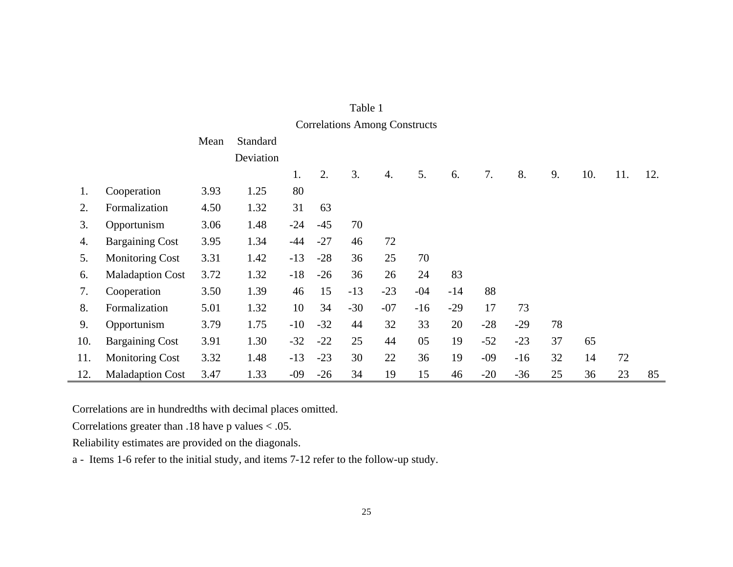Table 1

Correlations Among Constructs

| | | Mean | Standard Deviation | 1. | 2. | 3. | 4. | 5. | 6. | 7. | 8. | 9. | 10. | 11. | 12. |
|---|---|---|---|---|---|---|---|---|---|---|---|---|---|---|---|
| 1. | Cooperation | 3.93 | 1.25 | 80 | | | | | | | | | | | |
| 2. | Formalization | 4.50 | 1.32 | 31 | 63 | | | | | | | | | | |
| 3. | Opportunism | 3.06 | 1.48 | -24 | -45 | 70 | | | | | | | | | |
| 4. | Bargaining Cost | 3.95 | 1.34 | -44 | -27 | 46 | 72 | | | | | | | | |
| 5. | Monitoring Cost | 3.31 | 1.42 | -13 | -28 | 36 | 25 | 70 | | | | | | | |
| 6. | Maladaption Cost | 3.72 | 1.32 | -18 | -26 | 36 | 26 | 24 | 83 | | | | | | |
| 7. | Cooperation | 3.50 | 1.39 | 46 | 15 | -13 | -23 | -04 | -14 | 88 | | | | | |
| 8. | Formalization | 5.01 | 1.32 | 10 | 34 | -30 | -07 | -16 | -29 | 17 | 73 | | | | |
| 9. | Opportunism | 3.79 | 1.75 | -10 | -32 | 44 | 32 | 33 | 20 | -28 | -29 | 78 | | | |
| 10. | Bargaining Cost | 3.91 | 1.30 | -32 | -22 | 25 | 44 | 05 | 19 | -52 | -23 | 37 | 65 | | |
| 11. | Monitoring Cost | 3.32 | 1.48 | -13 | -23 | 30 | 22 | 36 | 19 | -09 | -16 | 32 | 14 | 72 | |
| 12. | Maladaption Cost | 3.47 | 1.33 | -09 | -26 | 34 | 19 | 15 | 46 | -20 | -36 | 25 | 36 | 23 | 85 |

Correlations are in hundredths with decimal places omitted.

Correlations greater than .18 have p values < .05.

Reliability estimates are provided on the diagonals.

a - Items 1-6 refer to the initial study, and items 7-12 refer to the follow-up study.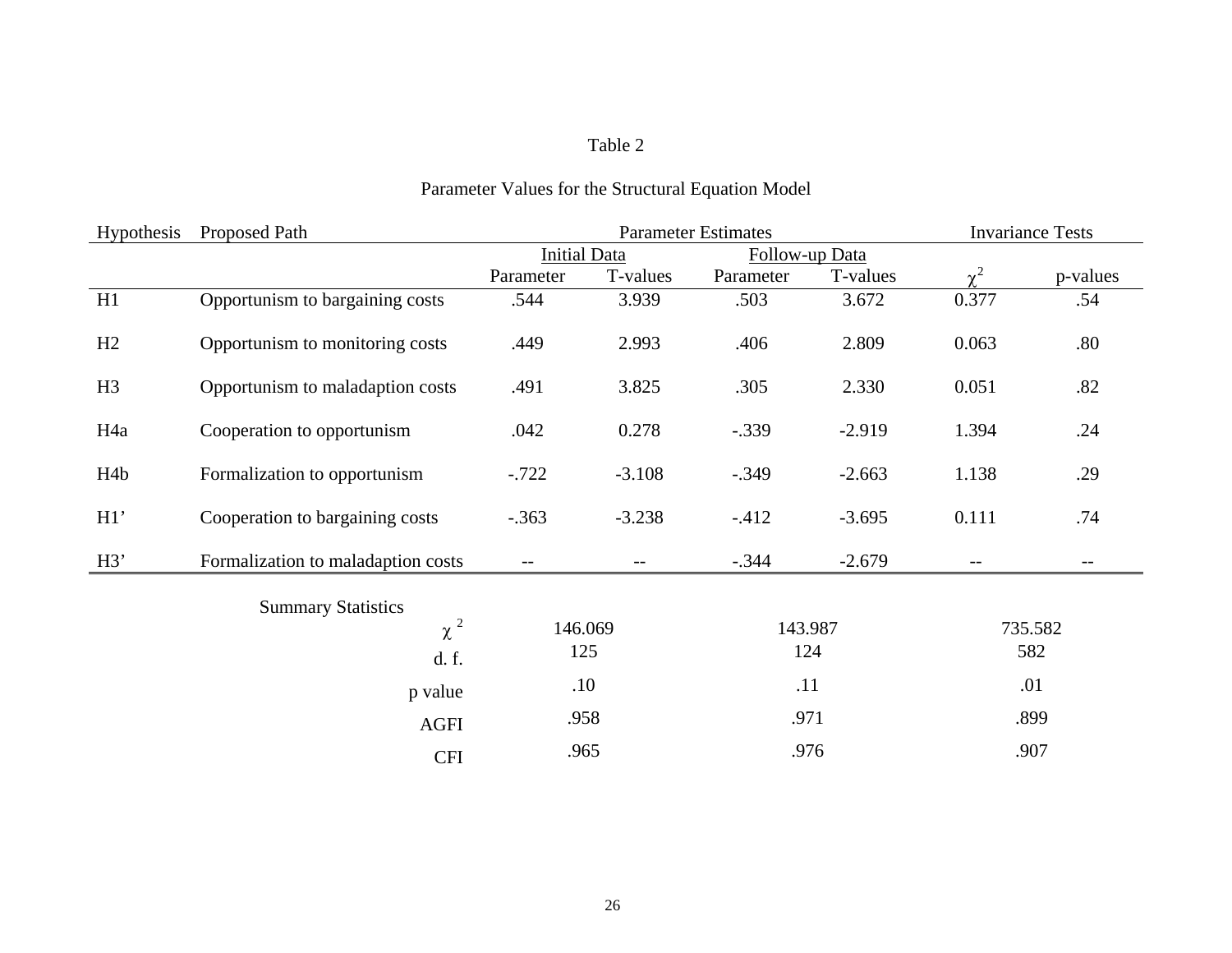Table 2

Parameter Values for the Structural Equation Model

| Hypothesis | Proposed Path | Parameter Estimates | | | | Invariance Tests | |
|---|---|---|---|---|---|---|---|
| | | Initial Data | | Follow-up Data | | | |
| | | Parameter | T-values | Parameter | T-values | $\chi^2$ | p-values |
| H1 | Opportunism to bargaining costs | .544 | 3.939 | .503 | 3.672 | 0.377 | .54 |
| H2 | Opportunism to monitoring costs | .449 | 2.993 | .406 | 2.809 | 0.063 | .80 |
| H3 | Opportunism to maladaption costs | .491 | 3.825 | .305 | 2.330 | 0.051 | .82 |
| H4a | Cooperation to opportunism | .042 | 0.278 | -.339 | -2.919 | 1.394 | .24 |
| H4b | Formalization to opportunism | -.722 | -3.108 | -.349 | -2.663 | 1.138 | .29 |
| H1' | Cooperation to bargaining costs | -.363 | -3.238 | -.412 | -3.695 | 0.111 | .74 |
| H3' | Formalization to maladaption costs | -- | -- | -.344 | -2.679 | -- | -- |

| Summary Statistics | Initial Data | Follow-up Data | Invariance Tests |
|---|---|---|---|
| $\chi^2$ | 146.069 | 143.987 | 735.582 |
| d. f. | 125 | 124 | 582 |
| p value | .10 | .11 | .01 |
| AGFI | .958 | .971 | .899 |
| CFI | .965 | .976 | .907 |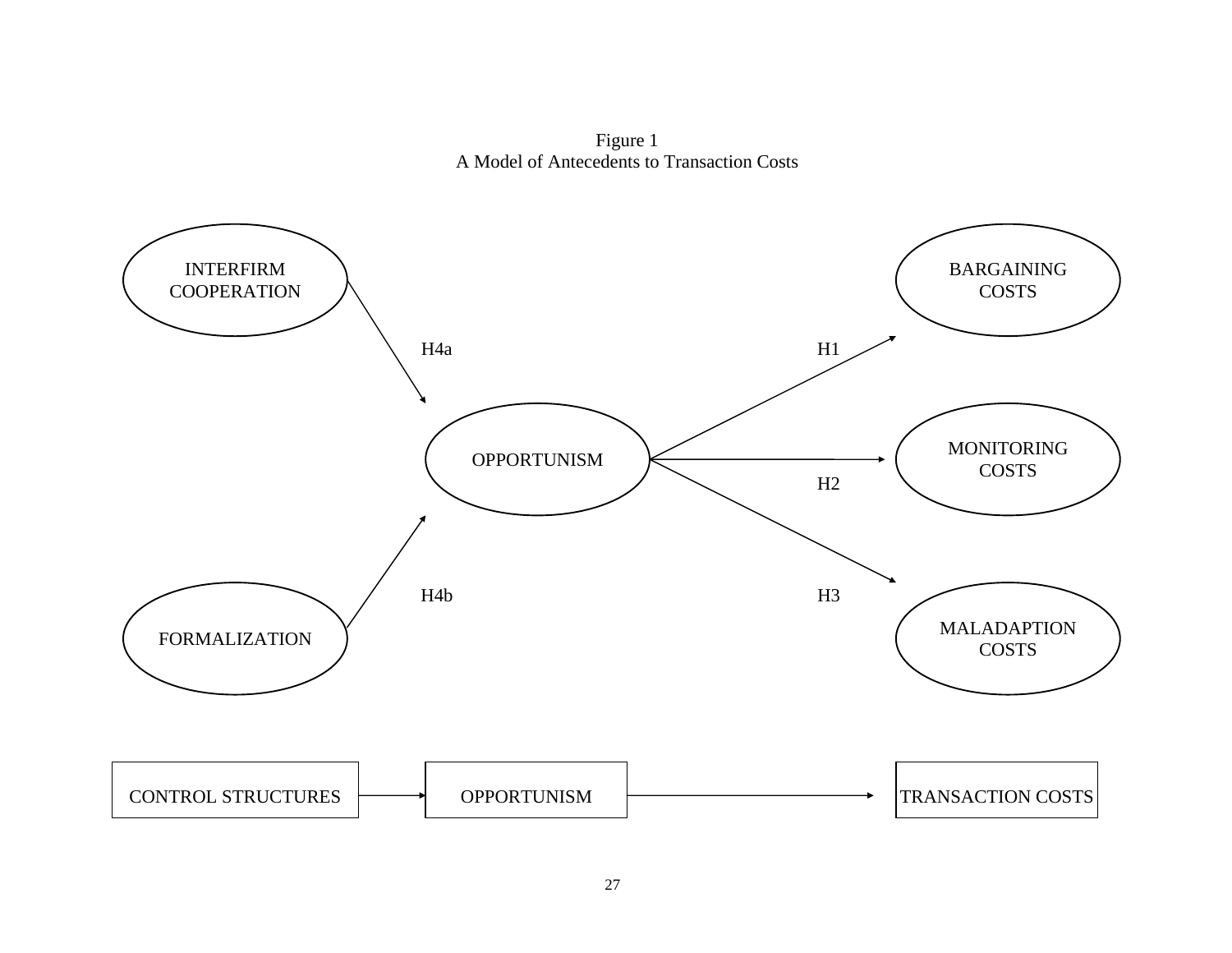Figure 1
A Model of Antecedents to Transaction Costs

INTERFIRM COOPERATION → (H4a) → OPPORTUNISM

FORMALIZATION → (H4b) → OPPORTUNISM

OPPORTUNISM → (H1) → BARGAINING COSTS

OPPORTUNISM → (H2) → MONITORING COSTS

OPPORTUNISM → (H3) → MALADAPTION COSTS

CONTROL STRUCTURES → OPPORTUNISM → TRANSACTION COSTS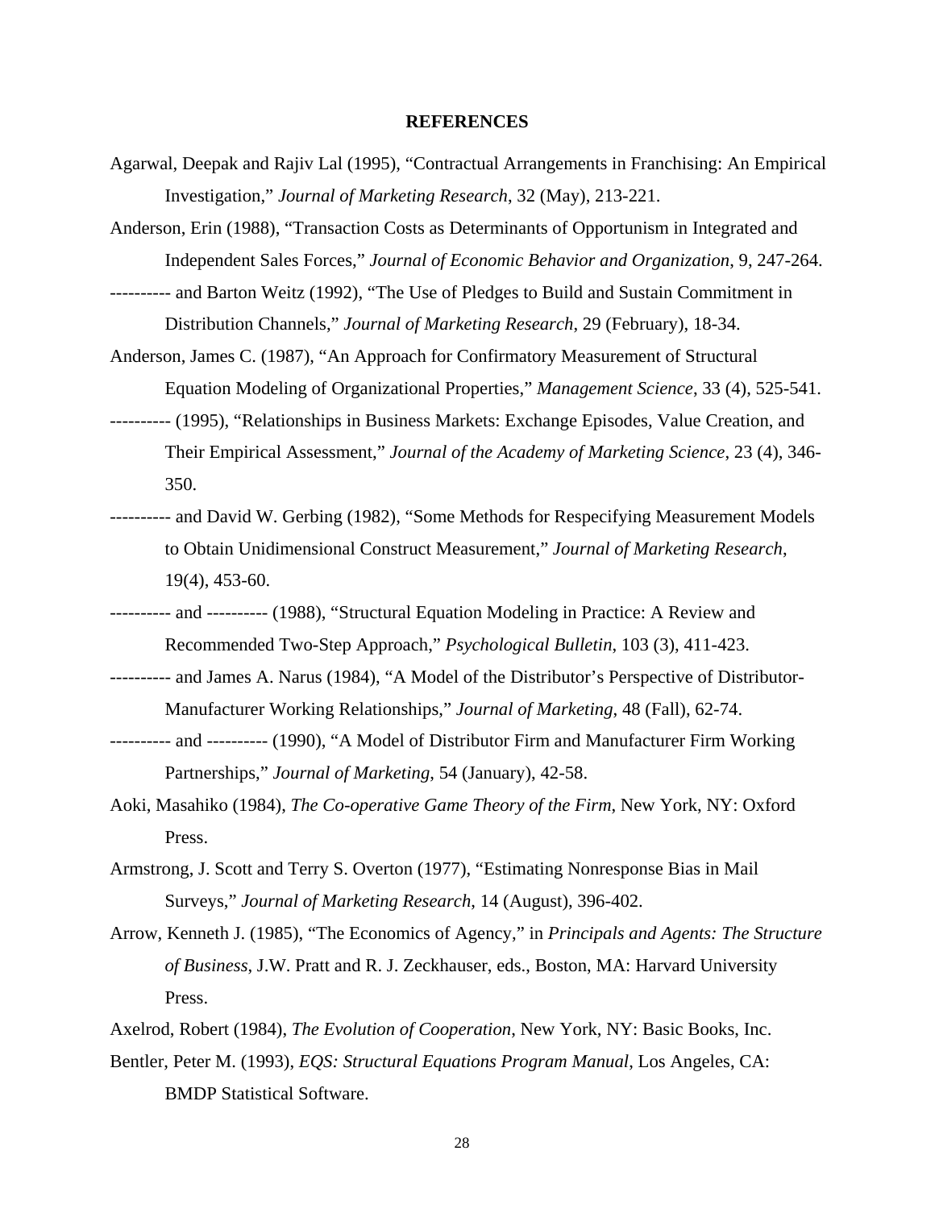# REFERENCES

Agarwal, Deepak and Rajiv Lal (1995), "Contractual Arrangements in Franchising: An Empirical Investigation," *Journal of Marketing Research*, 32 (May), 213-221.

Anderson, Erin (1988), "Transaction Costs as Determinants of Opportunism in Integrated and Independent Sales Forces," *Journal of Economic Behavior and Organization*, 9, 247-264.

---------- and Barton Weitz (1992), "The Use of Pledges to Build and Sustain Commitment in Distribution Channels," *Journal of Marketing Research*, 29 (February), 18-34.

Anderson, James C. (1987), "An Approach for Confirmatory Measurement of Structural Equation Modeling of Organizational Properties," *Management Science*, 33 (4), 525-541.

---------- (1995), "Relationships in Business Markets: Exchange Episodes, Value Creation, and Their Empirical Assessment," *Journal of the Academy of Marketing Science*, 23 (4), 346-350.

---------- and David W. Gerbing (1982), "Some Methods for Respecifying Measurement Models to Obtain Unidimensional Construct Measurement," *Journal of Marketing Research*, 19(4), 453-60.

---------- and ---------- (1988), "Structural Equation Modeling in Practice: A Review and Recommended Two-Step Approach," *Psychological Bulletin*, 103 (3), 411-423.

---------- and James A. Narus (1984), "A Model of the Distributor's Perspective of Distributor-Manufacturer Working Relationships," *Journal of Marketing*, 48 (Fall), 62-74.

---------- and ---------- (1990), "A Model of Distributor Firm and Manufacturer Firm Working Partnerships," *Journal of Marketing*, 54 (January), 42-58.

Aoki, Masahiko (1984), *The Co-operative Game Theory of the Firm*, New York, NY: Oxford Press.

Armstrong, J. Scott and Terry S. Overton (1977), "Estimating Nonresponse Bias in Mail Surveys," *Journal of Marketing Research*, 14 (August), 396-402.

Arrow, Kenneth J. (1985), "The Economics of Agency," in *Principals and Agents: The Structure of Business*, J.W. Pratt and R. J. Zeckhauser, eds., Boston, MA: Harvard University Press.

Axelrod, Robert (1984), *The Evolution of Cooperation*, New York, NY: Basic Books, Inc.

Bentler, Peter M. (1993), *EQS: Structural Equations Program Manual*, Los Angeles, CA: BMDP Statistical Software.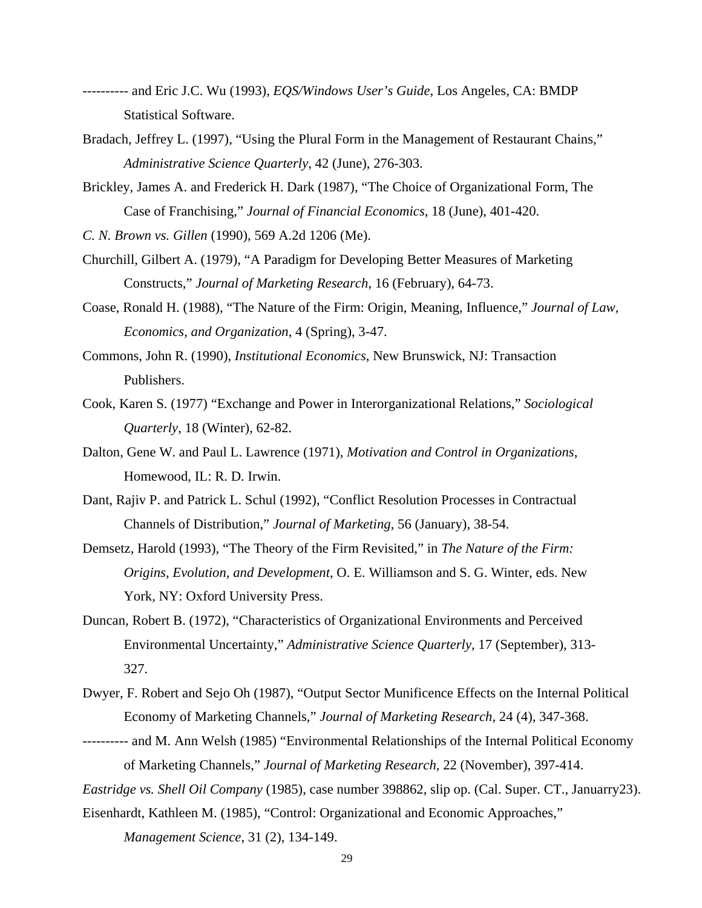---------- and Eric J.C. Wu (1993), *EQS/Windows User's Guide*, Los Angeles, CA: BMDP Statistical Software.

Bradach, Jeffrey L. (1997), "Using the Plural Form in the Management of Restaurant Chains," *Administrative Science Quarterly*, 42 (June), 276-303.

Brickley, James A. and Frederick H. Dark (1987), "The Choice of Organizational Form, The Case of Franchising," *Journal of Financial Economics*, 18 (June), 401-420.

*C. N. Brown vs. Gillen* (1990), 569 A.2d 1206 (Me).

Churchill, Gilbert A. (1979), "A Paradigm for Developing Better Measures of Marketing Constructs," *Journal of Marketing Research*, 16 (February), 64-73.

Coase, Ronald H. (1988), "The Nature of the Firm: Origin, Meaning, Influence," *Journal of Law, Economics, and Organization*, 4 (Spring), 3-47.

Commons, John R. (1990), *Institutional Economics*, New Brunswick, NJ: Transaction Publishers.

Cook, Karen S. (1977) "Exchange and Power in Interorganizational Relations," *Sociological Quarterly*, 18 (Winter), 62-82.

Dalton, Gene W. and Paul L. Lawrence (1971), *Motivation and Control in Organizations*, Homewood, IL: R. D. Irwin.

Dant, Rajiv P. and Patrick L. Schul (1992), "Conflict Resolution Processes in Contractual Channels of Distribution," *Journal of Marketing*, 56 (January), 38-54.

Demsetz, Harold (1993), "The Theory of the Firm Revisited," in *The Nature of the Firm: Origins, Evolution, and Development*, O. E. Williamson and S. G. Winter, eds. New York, NY: Oxford University Press.

Duncan, Robert B. (1972), "Characteristics of Organizational Environments and Perceived Environmental Uncertainty," *Administrative Science Quarterly*, 17 (September), 313-327.

Dwyer, F. Robert and Sejo Oh (1987), "Output Sector Munificence Effects on the Internal Political Economy of Marketing Channels," *Journal of Marketing Research*, 24 (4), 347-368.

---------- and M. Ann Welsh (1985) "Environmental Relationships of the Internal Political Economy of Marketing Channels," *Journal of Marketing Research,* 22 (November), 397-414.

*Eastridge vs. Shell Oil Company* (1985), case number 398862, slip op. (Cal. Super. CT., Januarry23).

Eisenhardt, Kathleen M. (1985), "Control: Organizational and Economic Approaches," *Management Science*, 31 (2), 134-149.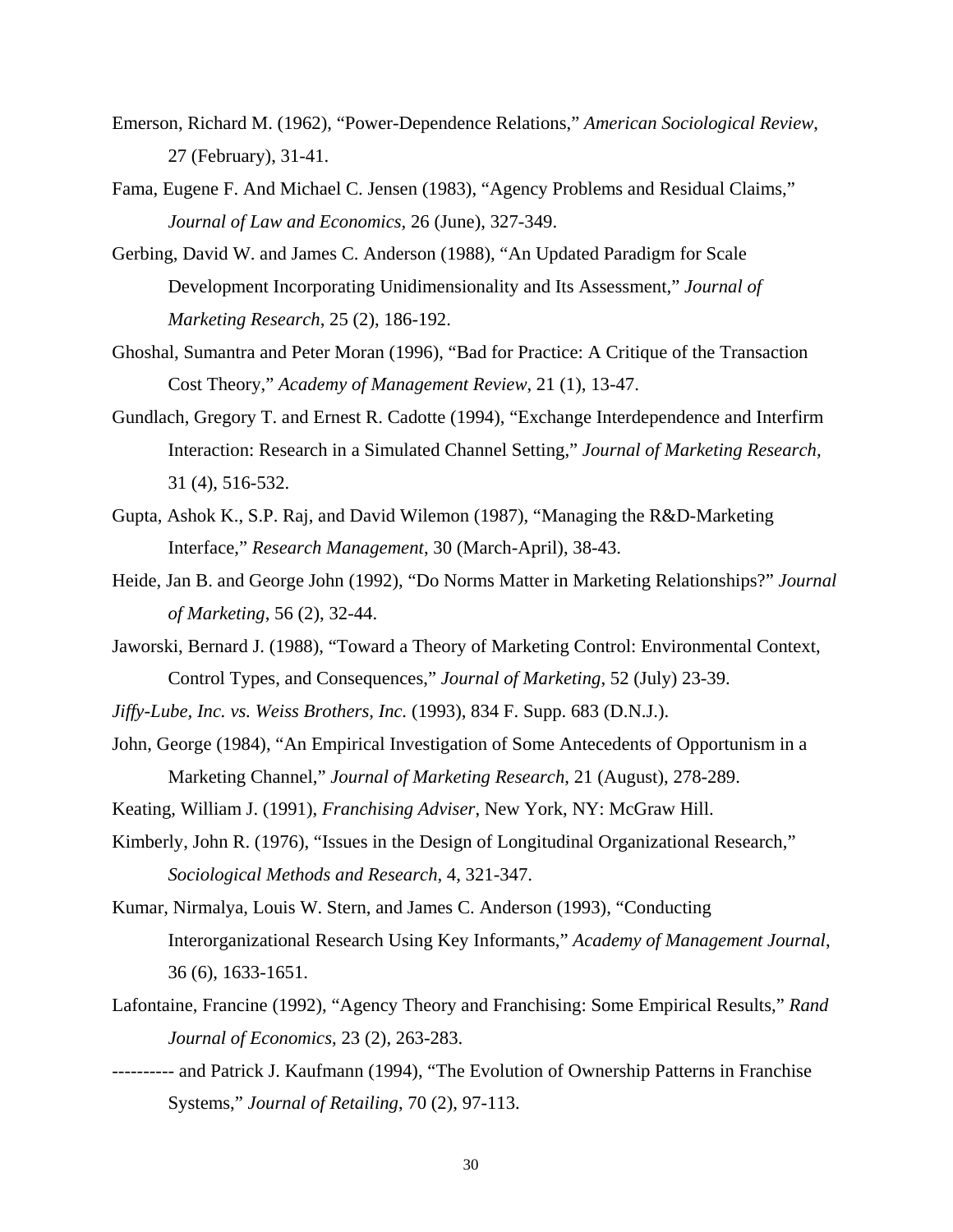Emerson, Richard M. (1962), "Power-Dependence Relations," *American Sociological Review*, 27 (February), 31-41.

Fama, Eugene F. And Michael C. Jensen (1983), "Agency Problems and Residual Claims," *Journal of Law and Economics*, 26 (June), 327-349.

Gerbing, David W. and James C. Anderson (1988), "An Updated Paradigm for Scale Development Incorporating Unidimensionality and Its Assessment," *Journal of Marketing Research*, 25 (2), 186-192.

Ghoshal, Sumantra and Peter Moran (1996), "Bad for Practice: A Critique of the Transaction Cost Theory," *Academy of Management Review*, 21 (1), 13-47.

Gundlach, Gregory T. and Ernest R. Cadotte (1994), "Exchange Interdependence and Interfirm Interaction: Research in a Simulated Channel Setting," *Journal of Marketing Research,* 31 (4), 516-532.

Gupta, Ashok K., S.P. Raj, and David Wilemon (1987), "Managing the R&D-Marketing Interface," *Research Management*, 30 (March-April), 38-43.

Heide, Jan B. and George John (1992), "Do Norms Matter in Marketing Relationships?" *Journal of Marketing*, 56 (2), 32-44.

Jaworski, Bernard J. (1988), "Toward a Theory of Marketing Control: Environmental Context, Control Types, and Consequences," *Journal of Marketing*, 52 (July) 23-39.

*Jiffy-Lube, Inc. vs. Weiss Brothers, Inc.* (1993), 834 F. Supp. 683 (D.N.J.).

John, George (1984), "An Empirical Investigation of Some Antecedents of Opportunism in a Marketing Channel," *Journal of Marketing Research*, 21 (August), 278-289.

Keating, William J. (1991), *Franchising Adviser*, New York, NY: McGraw Hill.

Kimberly, John R. (1976), "Issues in the Design of Longitudinal Organizational Research," *Sociological Methods and Research*, 4, 321-347.

Kumar, Nirmalya, Louis W. Stern, and James C. Anderson (1993), "Conducting Interorganizational Research Using Key Informants," *Academy of Management Journal*, 36 (6), 1633-1651.

Lafontaine, Francine (1992), "Agency Theory and Franchising: Some Empirical Results," *Rand Journal of Economics*, 23 (2), 263-283.

---------- and Patrick J. Kaufmann (1994), "The Evolution of Ownership Patterns in Franchise Systems," *Journal of Retailing*, 70 (2), 97-113.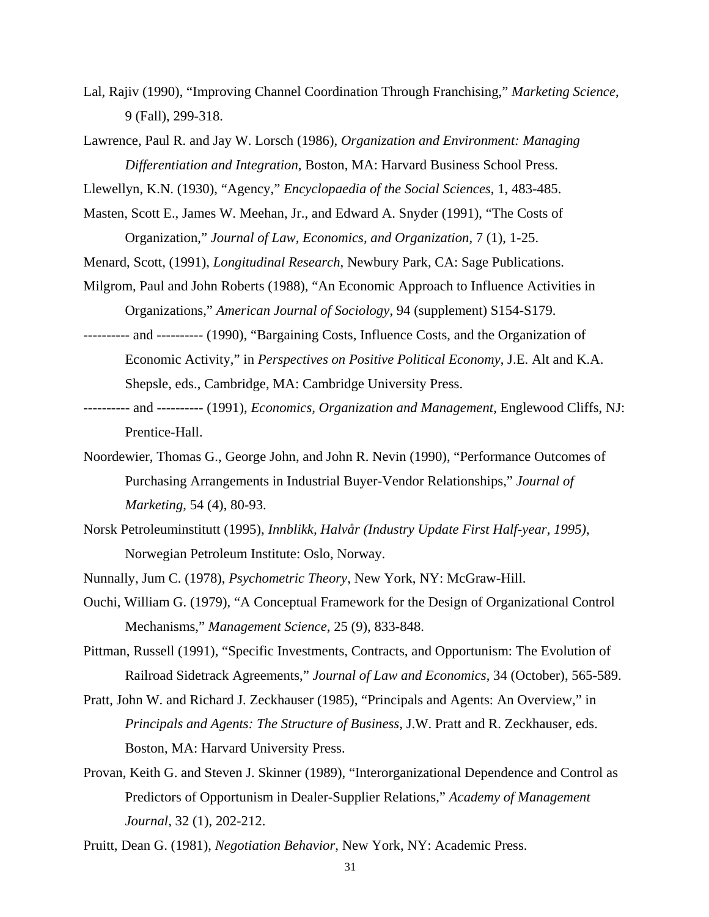Lal, Rajiv (1990), “Improving Channel Coordination Through Franchising,” *Marketing Science*, 9 (Fall), 299-318.

Lawrence, Paul R. and Jay W. Lorsch (1986), *Organization and Environment: Managing Differentiation and Integration*, Boston, MA: Harvard Business School Press.

Llewellyn, K.N. (1930), “Agency,” *Encyclopaedia of the Social Sciences*, 1, 483-485.

Masten, Scott E., James W. Meehan, Jr., and Edward A. Snyder (1991), “The Costs of Organization,” *Journal of Law, Economics, and Organization*, 7 (1), 1-25.

Menard, Scott, (1991), *Longitudinal Research*, Newbury Park, CA: Sage Publications.

Milgrom, Paul and John Roberts (1988), “An Economic Approach to Influence Activities in Organizations,” *American Journal of Sociology*, 94 (supplement) S154-S179.

---------- and ---------- (1990), “Bargaining Costs, Influence Costs, and the Organization of Economic Activity,” in *Perspectives on Positive Political Economy*, J.E. Alt and K.A. Shepsle, eds., Cambridge, MA: Cambridge University Press.

---------- and ---------- (1991), *Economics, Organization and Management*, Englewood Cliffs, NJ: Prentice-Hall.

Noordewier, Thomas G., George John, and John R. Nevin (1990), “Performance Outcomes of Purchasing Arrangements in Industrial Buyer-Vendor Relationships,” *Journal of Marketing*, 54 (4), 80-93.

Norsk Petroleuminstitutt (1995), *Innblikk, Halvår (Industry Update First Half-year, 1995)*, Norwegian Petroleum Institute: Oslo, Norway.

Nunnally, Jum C. (1978), *Psychometric Theory*, New York, NY: McGraw-Hill.

Ouchi, William G. (1979), “A Conceptual Framework for the Design of Organizational Control Mechanisms,” *Management Science*, 25 (9), 833-848.

Pittman, Russell (1991), “Specific Investments, Contracts, and Opportunism: The Evolution of Railroad Sidetrack Agreements,” *Journal of Law and Economics*, 34 (October), 565-589.

Pratt, John W. and Richard J. Zeckhauser (1985), “Principals and Agents: An Overview,” in *Principals and Agents: The Structure of Business*, J.W. Pratt and R. Zeckhauser, eds. Boston, MA: Harvard University Press.

Provan, Keith G. and Steven J. Skinner (1989), “Interorganizational Dependence and Control as Predictors of Opportunism in Dealer-Supplier Relations,” *Academy of Management Journal*, 32 (1), 202-212.

Pruitt, Dean G. (1981), *Negotiation Behavior*, New York, NY: Academic Press.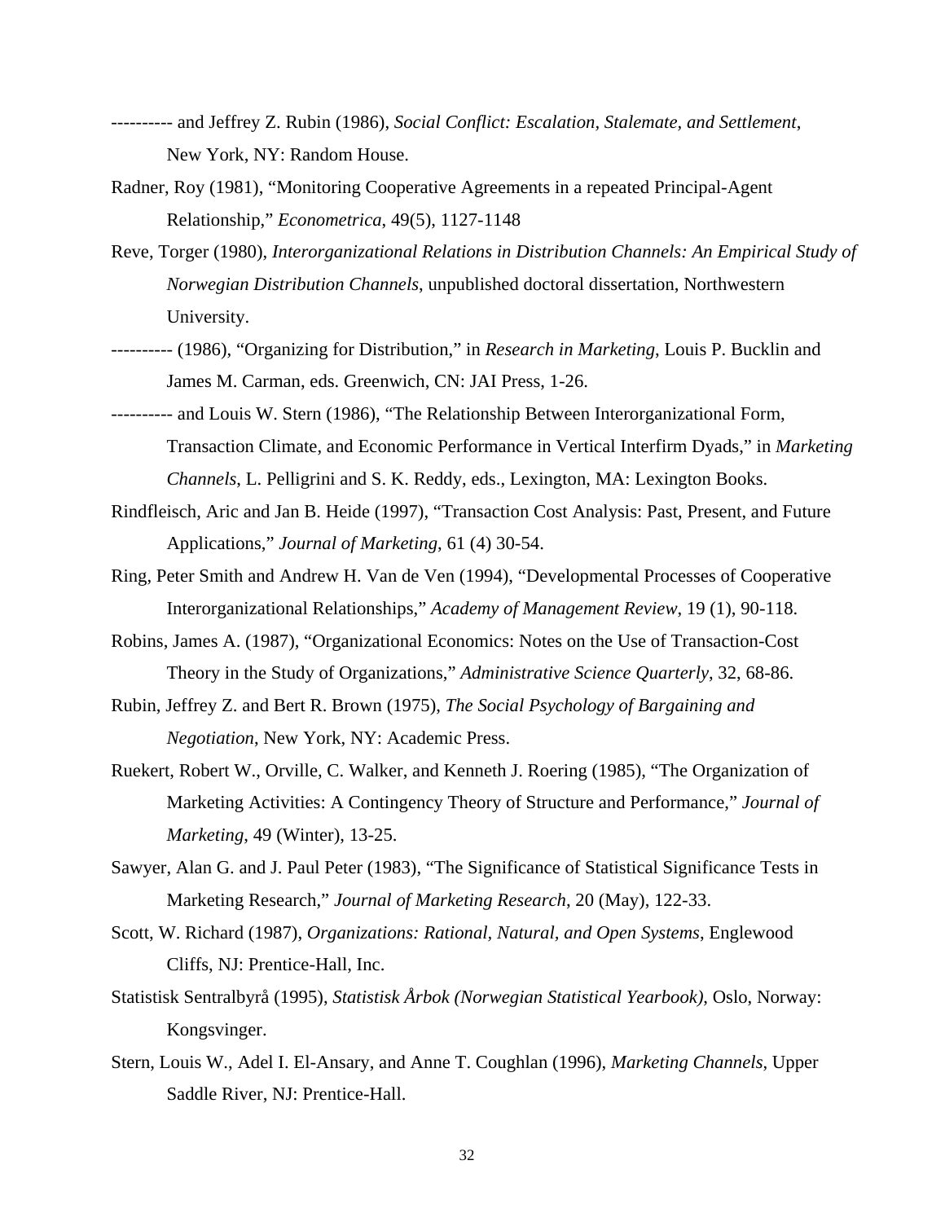---------- and Jeffrey Z. Rubin (1986), *Social Conflict: Escalation, Stalemate, and Settlement*, New York, NY: Random House.

Radner, Roy (1981), “Monitoring Cooperative Agreements in a repeated Principal-Agent Relationship,” *Econometrica*, 49(5), 1127-1148

Reve, Torger (1980), *Interorganizational Relations in Distribution Channels: An Empirical Study of Norwegian Distribution Channels*, unpublished doctoral dissertation, Northwestern University.

---------- (1986), “Organizing for Distribution,” in *Research in Marketing*, Louis P. Bucklin and James M. Carman, eds. Greenwich, CN: JAI Press, 1-26.

---------- and Louis W. Stern (1986), “The Relationship Between Interorganizational Form, Transaction Climate, and Economic Performance in Vertical Interfirm Dyads,” in *Marketing Channels*, L. Pelligrini and S. K. Reddy, eds., Lexington, MA: Lexington Books.

Rindfleisch, Aric and Jan B. Heide (1997), “Transaction Cost Analysis: Past, Present, and Future Applications,” *Journal of Marketing*, 61 (4) 30-54.

Ring, Peter Smith and Andrew H. Van de Ven (1994), “Developmental Processes of Cooperative Interorganizational Relationships,” *Academy of Management Review*, 19 (1), 90-118.

Robins, James A. (1987), “Organizational Economics: Notes on the Use of Transaction-Cost Theory in the Study of Organizations,” *Administrative Science Quarterly*, 32, 68-86.

Rubin, Jeffrey Z. and Bert R. Brown (1975), *The Social Psychology of Bargaining and Negotiation*, New York, NY: Academic Press.

Ruekert, Robert W., Orville, C. Walker, and Kenneth J. Roering (1985), “The Organization of Marketing Activities: A Contingency Theory of Structure and Performance,” *Journal of Marketing*, 49 (Winter), 13-25.

Sawyer, Alan G. and J. Paul Peter (1983), “The Significance of Statistical Significance Tests in Marketing Research,” *Journal of Marketing Research*, 20 (May), 122-33.

Scott, W. Richard (1987), *Organizations: Rational, Natural, and Open Systems*, Englewood Cliffs, NJ: Prentice-Hall, Inc.

Statistisk Sentralbyrå (1995), *Statistisk Årbok (Norwegian Statistical Yearbook)*, Oslo, Norway: Kongsvinger.

Stern, Louis W., Adel I. El-Ansary, and Anne T. Coughlan (1996), *Marketing Channels*, Upper Saddle River, NJ: Prentice-Hall.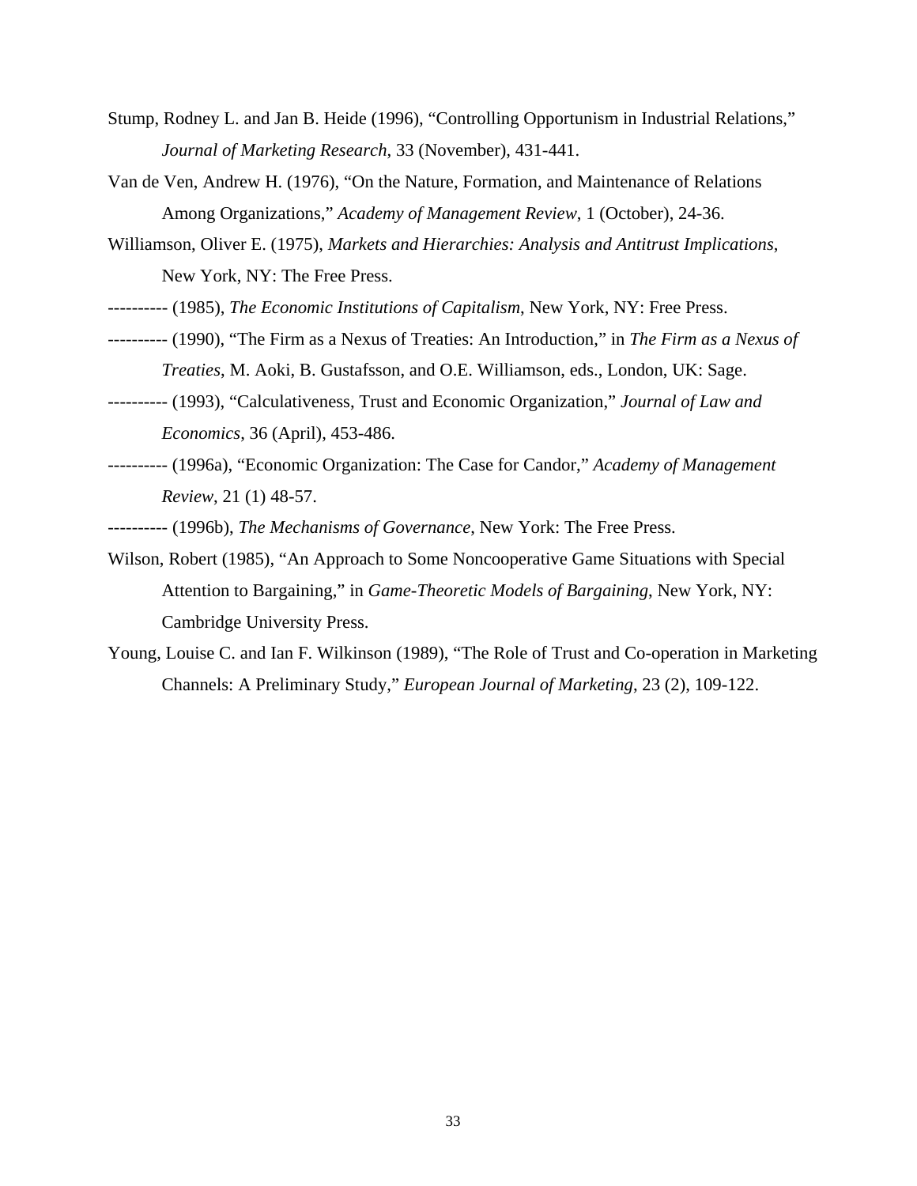Stump, Rodney L. and Jan B. Heide (1996), “Controlling Opportunism in Industrial Relations,” *Journal of Marketing Research*, 33 (November), 431-441.

Van de Ven, Andrew H. (1976), “On the Nature, Formation, and Maintenance of Relations Among Organizations,” *Academy of Management Review*, 1 (October), 24-36.

Williamson, Oliver E. (1975), *Markets and Hierarchies: Analysis and Antitrust Implications*, New York, NY: The Free Press.

---------- (1985), *The Economic Institutions of Capitalism*, New York, NY: Free Press.

---------- (1990), “The Firm as a Nexus of Treaties: An Introduction,” in *The Firm as a Nexus of Treaties*, M. Aoki, B. Gustafsson, and O.E. Williamson, eds., London, UK: Sage.

---------- (1993), “Calculativeness, Trust and Economic Organization,” *Journal of Law and Economics*, 36 (April), 453-486.

---------- (1996a), “Economic Organization: The Case for Candor,” *Academy of Management Review*, 21 (1) 48-57.

---------- (1996b), *The Mechanisms of Governance*, New York: The Free Press.

Wilson, Robert (1985), “An Approach to Some Noncooperative Game Situations with Special Attention to Bargaining,” in *Game-Theoretic Models of Bargaining*, New York, NY: Cambridge University Press.

Young, Louise C. and Ian F. Wilkinson (1989), “The Role of Trust and Co-operation in Marketing Channels: A Preliminary Study,” *European Journal of Marketing*, 23 (2), 109-122.